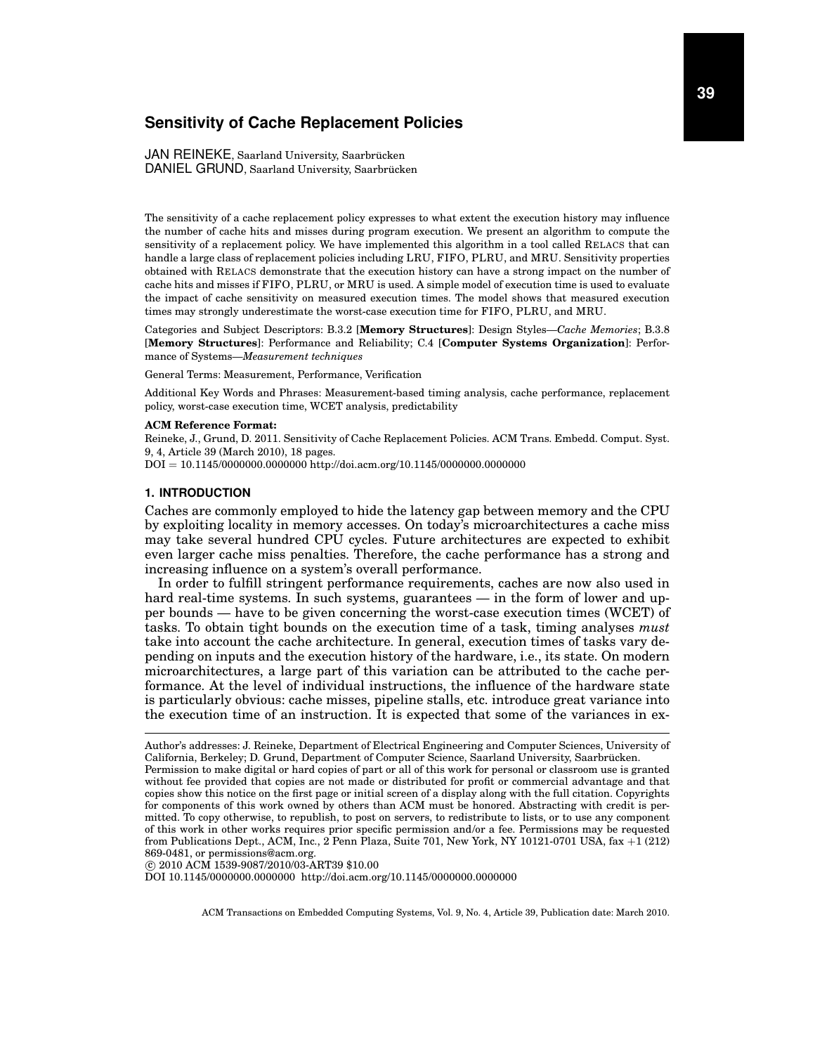# Sensitivity of Cache Replacement Policies

JAN REINEKE, Saarland University, Saarbrücken
DANIEL GRUND, Saarland University, Saarbrücken

The sensitivity of a cache replacement policy expresses to what extent the execution history may influence the number of cache hits and misses during program execution. We present an algorithm to compute the sensitivity of a replacement policy. We have implemented this algorithm in a tool called RELACS that can handle a large class of replacement policies including LRU, FIFO, PLRU, and MRU. Sensitivity properties obtained with RELACS demonstrate that the execution history can have a strong impact on the number of cache hits and misses if FIFO, PLRU, or MRU is used. A simple model of execution time is used to evaluate the impact of cache sensitivity on measured execution times. The model shows that measured execution times may strongly underestimate the worst-case execution time for FIFO, PLRU, and MRU.

Categories and Subject Descriptors: B.3.2 [**Memory Structures**]: Design Styles—*Cache Memories*; B.3.8 [**Memory Structures**]: Performance and Reliability; C.4 [**Computer Systems Organization**]: Performance of Systems—*Measurement techniques*

General Terms: Measurement, Performance, Verification

Additional Key Words and Phrases: Measurement-based timing analysis, cache performance, replacement policy, worst-case execution time, WCET analysis, predictability

**ACM Reference Format:**
Reineke, J., Grund, D. 2011. Sensitivity of Cache Replacement Policies. ACM Trans. Embedd. Comput. Syst. 9, 4, Article 39 (March 2010), 18 pages.
DOI = 10.1145/0000000.0000000 http://doi.acm.org/10.1145/0000000.0000000

## 1. INTRODUCTION

Caches are commonly employed to hide the latency gap between memory and the CPU by exploiting locality in memory accesses. On today's microarchitectures a cache miss may take several hundred CPU cycles. Future architectures are expected to exhibit even larger cache miss penalties. Therefore, the cache performance has a strong and increasing influence on a system's overall performance.

In order to fulfill stringent performance requirements, caches are now also used in hard real-time systems. In such systems, guarantees — in the form of lower and upper bounds — have to be given concerning the worst-case execution times (WCET) of tasks. To obtain tight bounds on the execution time of a task, timing analyses *must* take into account the cache architecture. In general, execution times of tasks vary depending on inputs and the execution history of the hardware, i.e., its state. On modern microarchitectures, a large part of this variation can be attributed to the cache performance. At the level of individual instructions, the influence of the hardware state is particularly obvious: cache misses, pipeline stalls, etc. introduce great variance into the execution time of an instruction. It is expected that some of the variances in ex-

Author's addresses: J. Reineke, Department of Electrical Engineering and Computer Sciences, University of California, Berkeley; D. Grund, Department of Computer Science, Saarland University, Saarbrücken.
Permission to make digital or hard copies of part or all of this work for personal or classroom use is granted without fee provided that copies are not made or distributed for profit or commercial advantage and that copies show this notice on the first page or initial screen of a display along with the full citation. Copyrights for components of this work owned by others than ACM must be honored. Abstracting with credit is permitted. To copy otherwise, to republish, to post on servers, to redistribute to lists, or to use any component of this work in other works requires prior specific permission and/or a fee. Permissions may be requested from Publications Dept., ACM, Inc., 2 Penn Plaza, Suite 701, New York, NY 10121-0701 USA, fax +1 (212) 869-0481, or permissions@acm.org.
© 2010 ACM 1539-9087/2010/03-ART39 $10.00
DOI 10.1145/0000000.0000000 http://doi.acm.org/10.1145/0000000.0000000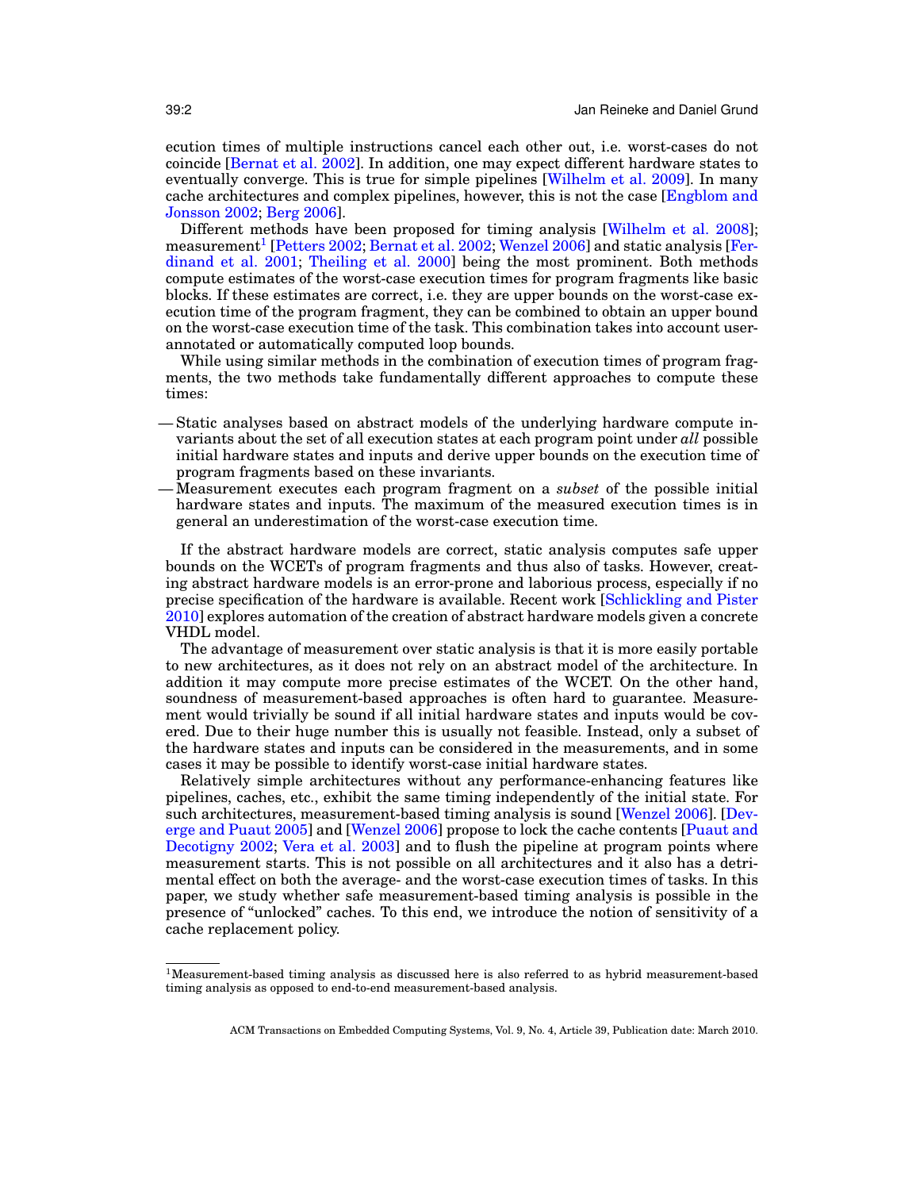ecution times of multiple instructions cancel each other out, i.e. worst-cases do not coincide [Bernat et al. 2002]. In addition, one may expect different hardware states to eventually converge. This is true for simple pipelines [Wilhelm et al. 2009]. In many cache architectures and complex pipelines, however, this is not the case [Engblom and Jonsson 2002; Berg 2006].

Different methods have been proposed for timing analysis [Wilhelm et al. 2008]; measurement[1] [Petters 2002; Bernat et al. 2002; Wenzel 2006] and static analysis [Ferdinand et al. 2001; Theiling et al. 2000] being the most prominent. Both methods compute estimates of the worst-case execution times for program fragments like basic blocks. If these estimates are correct, i.e. they are upper bounds on the worst-case execution time of the program fragment, they can be combined to obtain an upper bound on the worst-case execution time of the task. This combination takes into account user-annotated or automatically computed loop bounds.

While using similar methods in the combination of execution times of program fragments, the two methods take fundamentally different approaches to compute these times:

- Static analyses based on abstract models of the underlying hardware compute invariants about the set of all execution states at each program point under *all* possible initial hardware states and inputs and derive upper bounds on the execution time of program fragments based on these invariants.
- Measurement executes each program fragment on a *subset* of the possible initial hardware states and inputs. The maximum of the measured execution times is in general an underestimation of the worst-case execution time.

If the abstract hardware models are correct, static analysis computes safe upper bounds on the WCETs of program fragments and thus also of tasks. However, creating abstract hardware models is an error-prone and laborious process, especially if no precise specification of the hardware is available. Recent work [Schlickling and Pister 2010] explores automation of the creation of abstract hardware models given a concrete VHDL model.

The advantage of measurement over static analysis is that it is more easily portable to new architectures, as it does not rely on an abstract model of the architecture. In addition it may compute more precise estimates of the WCET. On the other hand, soundness of measurement-based approaches is often hard to guarantee. Measurement would trivially be sound if all initial hardware states and inputs would be covered. Due to their huge number this is usually not feasible. Instead, only a subset of the hardware states and inputs can be considered in the measurements, and in some cases it may be possible to identify worst-case initial hardware states.

Relatively simple architectures without any performance-enhancing features like pipelines, caches, etc., exhibit the same timing independently of the initial state. For such architectures, measurement-based timing analysis is sound [Wenzel 2006]. [Deverge and Puaut 2005] and [Wenzel 2006] propose to lock the cache contents [Puaut and Decotigny 2002; Vera et al. 2003] and to flush the pipeline at program points where measurement starts. This is not possible on all architectures and it also has a detrimental effect on both the average- and the worst-case execution times of tasks. In this paper, we study whether safe measurement-based timing analysis is possible in the presence of "unlocked" caches. To this end, we introduce the notion of sensitivity of a cache replacement policy.

[1]Measurement-based timing analysis as discussed here is also referred to as hybrid measurement-based timing analysis as opposed to end-to-end measurement-based analysis.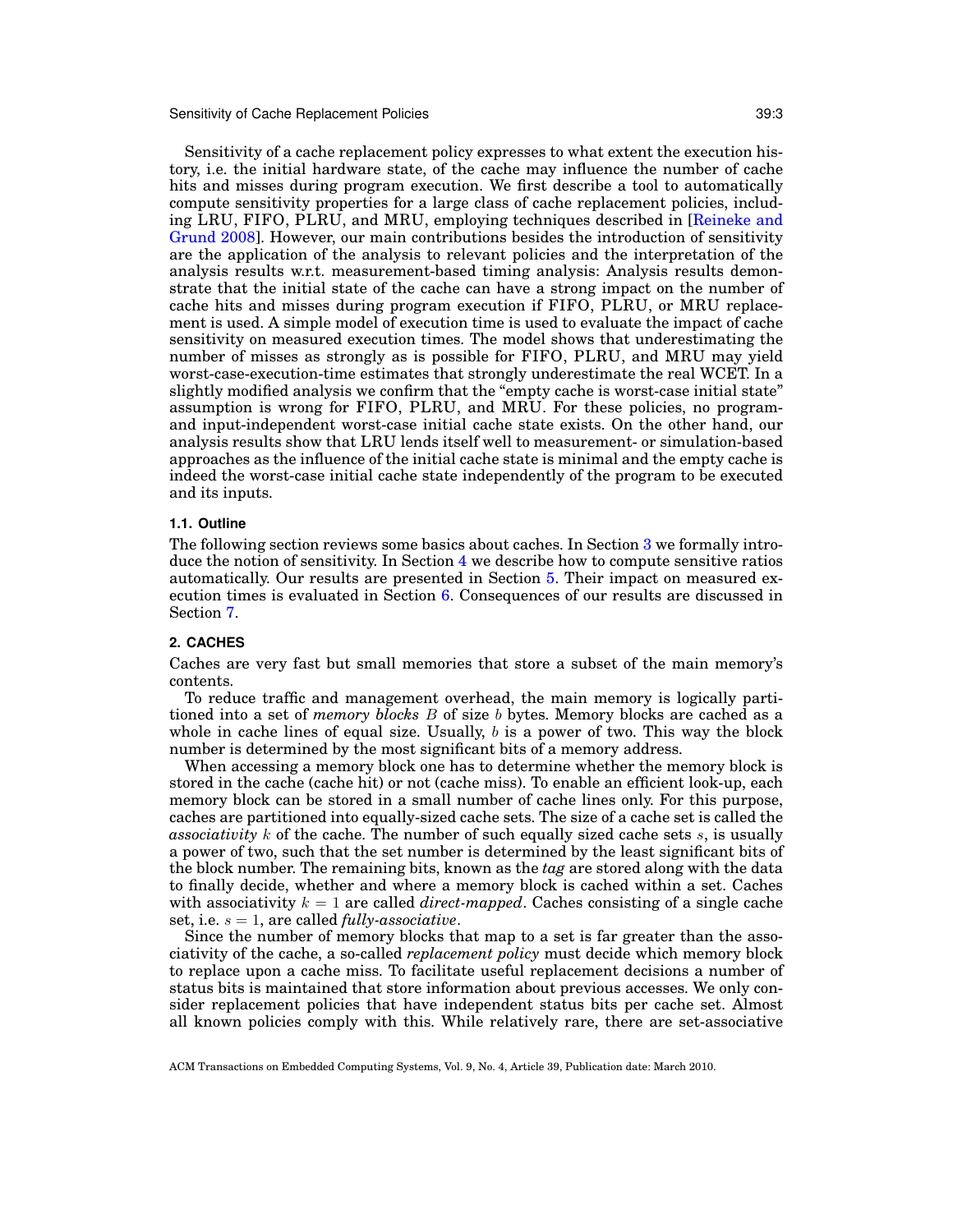Sensitivity of a cache replacement policy expresses to what extent the execution history, i.e. the initial hardware state, of the cache may influence the number of cache hits and misses during program execution. We first describe a tool to automatically compute sensitivity properties for a large class of cache replacement policies, including LRU, FIFO, PLRU, and MRU, employing techniques described in [Reineke and Grund 2008]. However, our main contributions besides the introduction of sensitivity are the application of the analysis to relevant policies and the interpretation of the analysis results w.r.t. measurement-based timing analysis: Analysis results demonstrate that the initial state of the cache can have a strong impact on the number of cache hits and misses during program execution if FIFO, PLRU, or MRU replacement is used. A simple model of execution time is used to evaluate the impact of cache sensitivity on measured execution times. The model shows that underestimating the number of misses as strongly as is possible for FIFO, PLRU, and MRU may yield worst-case-execution-time estimates that strongly underestimate the real WCET. In a slightly modified analysis we confirm that the "empty cache is worst-case initial state" assumption is wrong for FIFO, PLRU, and MRU. For these policies, no program- and input-independent worst-case initial cache state exists. On the other hand, our analysis results show that LRU lends itself well to measurement- or simulation-based approaches as the influence of the initial cache state is minimal and the empty cache is indeed the worst-case initial cache state independently of the program to be executed and its inputs.

### 1.1. Outline

The following section reviews some basics about caches. In Section 3 we formally introduce the notion of sensitivity. In Section 4 we describe how to compute sensitive ratios automatically. Our results are presented in Section 5. Their impact on measured execution times is evaluated in Section 6. Consequences of our results are discussed in Section 7.

## 2. CACHES

Caches are very fast but small memories that store a subset of the main memory's contents.

To reduce traffic and management overhead, the main memory is logically partitioned into a set of *memory blocks* $B$ of size $b$ bytes. Memory blocks are cached as a whole in cache lines of equal size. Usually, $b$ is a power of two. This way the block number is determined by the most significant bits of a memory address.

When accessing a memory block one has to determine whether the memory block is stored in the cache (cache hit) or not (cache miss). To enable an efficient look-up, each memory block can be stored in a small number of cache lines only. For this purpose, caches are partitioned into equally-sized cache sets. The size of a cache set is called the *associativity* $k$ of the cache. The number of such equally sized cache sets $s$, is usually a power of two, such that the set number is determined by the least significant bits of the block number. The remaining bits, known as the *tag* are stored along with the data to finally decide, whether and where a memory block is cached within a set. Caches with associativity $k = 1$ are called *direct-mapped*. Caches consisting of a single cache set, i.e. $s = 1$, are called *fully-associative*.

Since the number of memory blocks that map to a set is far greater than the associativity of the cache, a so-called *replacement policy* must decide which memory block to replace upon a cache miss. To facilitate useful replacement decisions a number of status bits is maintained that store information about previous accesses. We only consider replacement policies that have independent status bits per cache set. Almost all known policies comply with this. While relatively rare, there are set-associative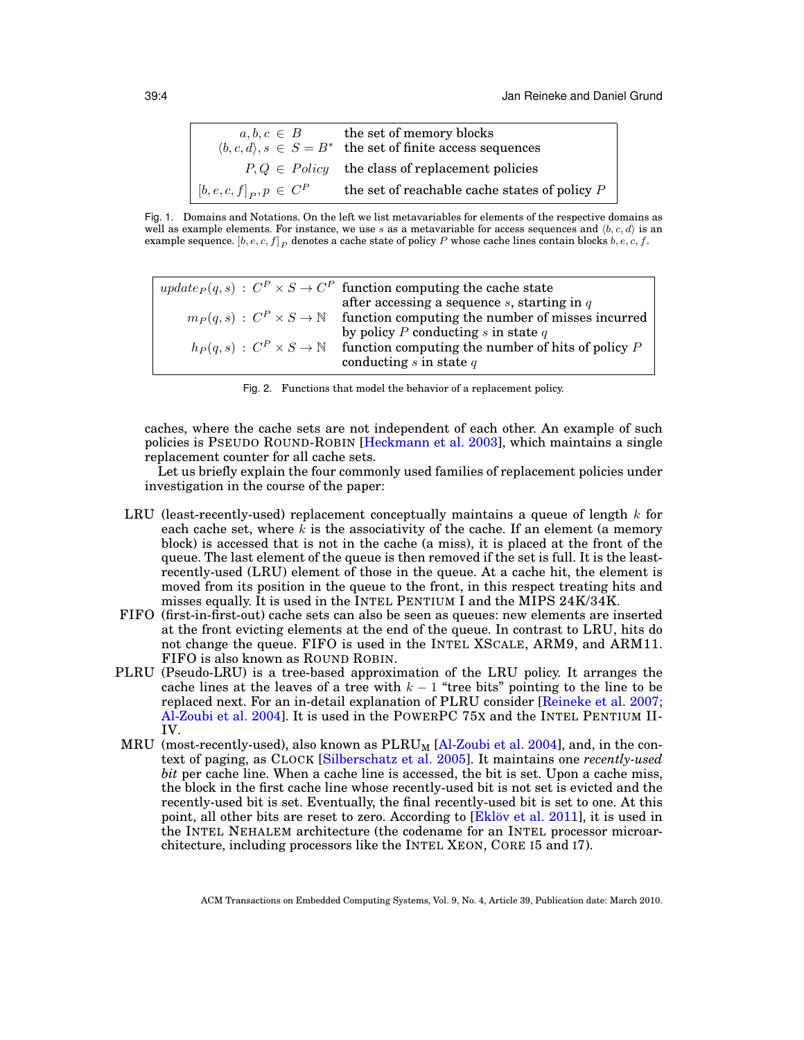| | |
|---|---|
| $a, b, c \in B$ | the set of memory blocks |
| $\langle b, c, d \rangle, s \in S = B^*$ | the set of finite access sequences |
| $P, Q \in Policy$ | the class of replacement policies |
| $[b, e, c, f]_P, p \in C^P$ | the set of reachable cache states of policy $P$ |

Fig. 1. Domains and Notations. On the left we list metavariables for elements of the respective domains as well as example elements. For instance, we use $s$ as a metavariable for access sequences and $\langle b, c, d \rangle$ is an example sequence. $[b, e, c, f]_P$ denotes a cache state of policy $P$ whose cache lines contain blocks $b, e, c, f$.

| | |
|---|---|
| $update_P(q, s) : C^P \times S \rightarrow C^P$ | function computing the cache state after accessing a sequence $s$, starting in $q$ |
| $m_P(q, s) : C^P \times S \rightarrow \mathbb{N}$ | function computing the number of misses incurred by policy $P$ conducting $s$ in state $q$ |
| $h_P(q, s) : C^P \times S \rightarrow \mathbb{N}$ | function computing the number of hits of policy $P$ conducting $s$ in state $q$ |

Fig. 2. Functions that model the behavior of a replacement policy.

caches, where the cache sets are not independent of each other. An example of such policies is PSEUDO ROUND-ROBIN [Heckmann et al. 2003], which maintains a single replacement counter for all cache sets.

Let us briefly explain the four commonly used families of replacement policies under investigation in the course of the paper:

- LRU (least-recently-used) replacement conceptually maintains a queue of length $k$ for each cache set, where $k$ is the associativity of the cache. If an element (a memory block) is accessed that is not in the cache (a miss), it is placed at the front of the queue. The last element of the queue is then removed if the set is full. It is the least-recently-used (LRU) element of those in the queue. At a cache hit, the element is moved from its position in the queue to the front, in this respect treating hits and misses equally. It is used in the INTEL PENTIUM I and the MIPS 24K/34K.
- FIFO (first-in-first-out) cache sets can also be seen as queues: new elements are inserted at the front evicting elements at the end of the queue. In contrast to LRU, hits do not change the queue. FIFO is used in the INTEL XSCALE, ARM9, and ARM11. FIFO is also known as ROUND ROBIN.
- PLRU (Pseudo-LRU) is a tree-based approximation of the LRU policy. It arranges the cache lines at the leaves of a tree with $k - 1$ "tree bits" pointing to the line to be replaced next. For an in-detail explanation of PLRU consider [Reineke et al. 2007; Al-Zoubi et al. 2004]. It is used in the POWERPC 75X and the INTEL PENTIUM II-IV.
- MRU (most-recently-used), also known as $\text{PLRU}_\text{M}$ [Al-Zoubi et al. 2004], and, in the context of paging, as CLOCK [Silberschatz et al. 2005]. It maintains one *recently-used bit* per cache line. When a cache line is accessed, the bit is set. Upon a cache miss, the block in the first cache line whose recently-used bit is not set is evicted and the recently-used bit is set. Eventually, the final recently-used bit is set to one. At this point, all other bits are reset to zero. According to [Eklöv et al. 2011], it is used in the INTEL NEHALEM architecture (the codename for an INTEL processor microarchitecture, including processors like the INTEL XEON, CORE I5 and I7).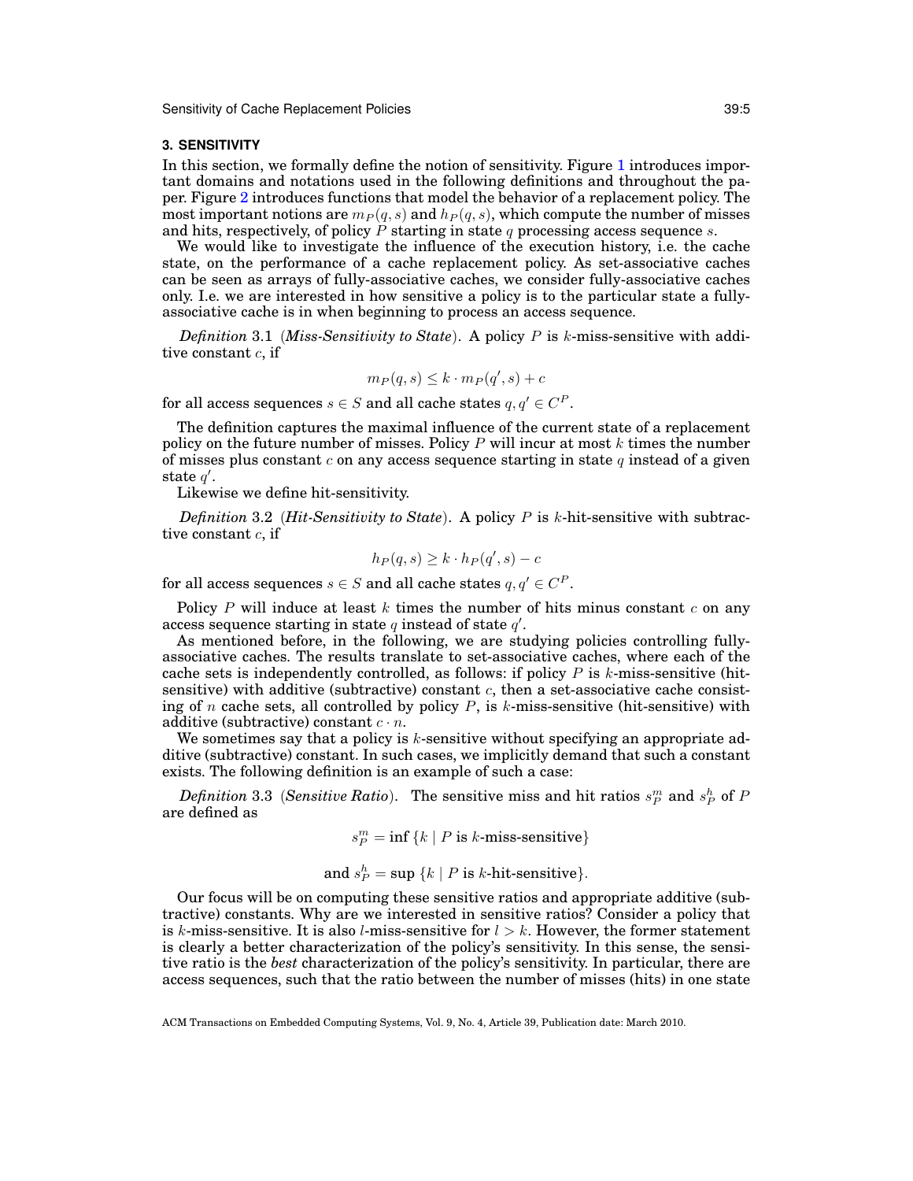## 3. SENSITIVITY

In this section, we formally define the notion of sensitivity. Figure 1 introduces important domains and notations used in the following definitions and throughout the paper. Figure 2 introduces functions that model the behavior of a replacement policy. The most important notions are $m_P(q, s)$ and $h_P(q, s)$, which compute the number of misses and hits, respectively, of policy $P$ starting in state $q$ processing access sequence $s$.

We would like to investigate the influence of the execution history, i.e. the cache state, on the performance of a cache replacement policy. As set-associative caches can be seen as arrays of fully-associative caches, we consider fully-associative caches only. I.e. we are interested in how sensitive a policy is to the particular state a fully-associative cache is in when beginning to process an access sequence.

*Definition* 3.1 (***Miss-Sensitivity to State***). A policy $P$ is $k$-miss-sensitive with additive constant $c$, if

$$m_P(q, s) \leq k \cdot m_P(q', s) + c$$

for all access sequences $s \in S$ and all cache states $q, q' \in C^P$.

The definition captures the maximal influence of the current state of a replacement policy on the future number of misses. Policy $P$ will incur at most $k$ times the number of misses plus constant $c$ on any access sequence starting in state $q$ instead of a given state $q'$.

Likewise we define hit-sensitivity.

*Definition* 3.2 (***Hit-Sensitivity to State***). A policy $P$ is $k$-hit-sensitive with subtractive constant $c$, if

$$h_P(q, s) \geq k \cdot h_P(q', s) - c$$

for all access sequences $s \in S$ and all cache states $q, q' \in C^P$.

Policy $P$ will induce at least $k$ times the number of hits minus constant $c$ on any access sequence starting in state $q$ instead of state $q'$.

As mentioned before, in the following, we are studying policies controlling fully-associative caches. The results translate to set-associative caches, where each of the cache sets is independently controlled, as follows: if policy $P$ is $k$-miss-sensitive (hit-sensitive) with additive (subtractive) constant $c$, then a set-associative cache consisting of $n$ cache sets, all controlled by policy $P$, is $k$-miss-sensitive (hit-sensitive) with additive (subtractive) constant $c \cdot n$.

We sometimes say that a policy is $k$-sensitive without specifying an appropriate additive (subtractive) constant. In such cases, we implicitly demand that such a constant exists. The following definition is an example of such a case:

*Definition* 3.3 (***Sensitive Ratio***). The sensitive miss and hit ratios $s^m_P$ and $s^h_P$ of $P$ are defined as

$$s^m_P = \inf \{k \mid P \text{ is } k\text{-miss-sensitive}\}$$

$$\text{and } s^h_P = \sup \{k \mid P \text{ is } k\text{-hit-sensitive}\}.$$

Our focus will be on computing these sensitive ratios and appropriate additive (subtractive) constants. Why are we interested in sensitive ratios? Consider a policy that is $k$-miss-sensitive. It is also $l$-miss-sensitive for $l > k$. However, the former statement is clearly a better characterization of the policy's sensitivity. In this sense, the sensitive ratio is the *best* characterization of the policy's sensitivity. In particular, there are access sequences, such that the ratio between the number of misses (hits) in one state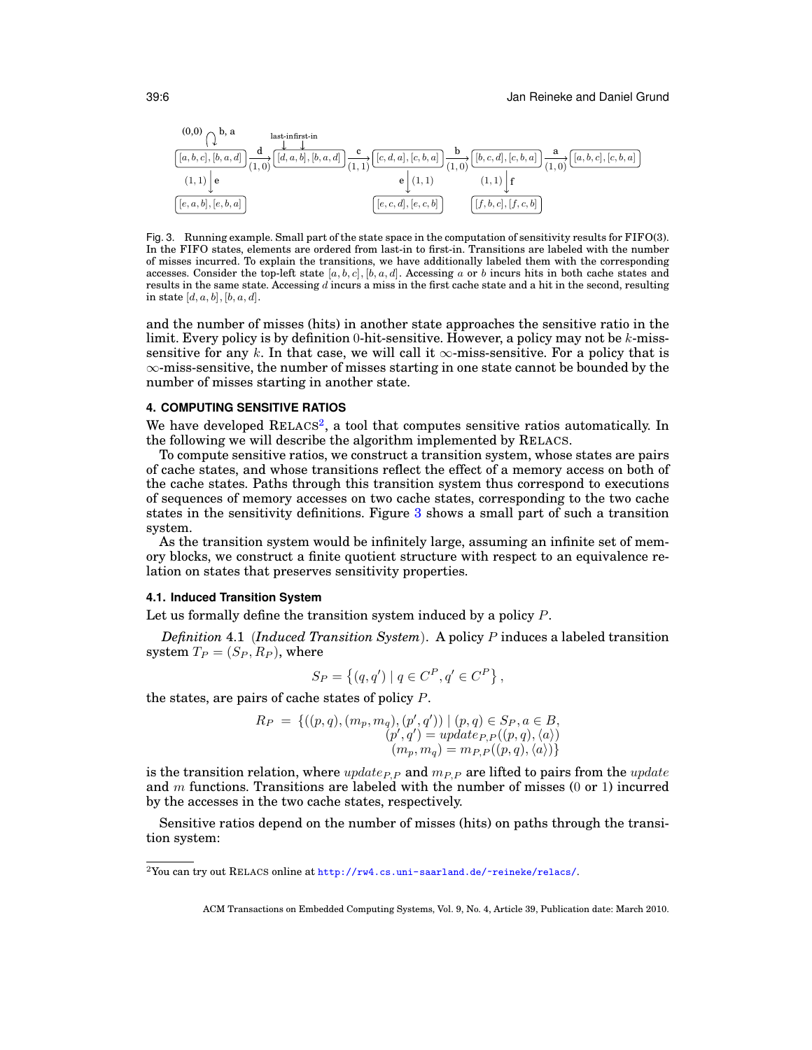Fig. 3. Running example. Small part of the state space in the computation of sensitivity results for FIFO(3). In the FIFO states, elements are ordered from last-in to first-in. Transitions are labeled with the number of misses incurred. To explain the transitions, we have additionally labeled them with the corresponding accesses. Consider the top-left state $[a, b, c], [b, a, d]$. Accessing $a$ or $b$ incurs hits in both cache states and results in the same state. Accessing $d$ incurs a miss in the first cache state and a hit in the second, resulting in state $[d, a, b], [b, a, d]$.

and the number of misses (hits) in another state approaches the sensitive ratio in the limit. Every policy is by definition 0-hit-sensitive. However, a policy may not be $k$-miss-sensitive for any $k$. In that case, we will call it $\infty$-miss-sensitive. For a policy that is $\infty$-miss-sensitive, the number of misses starting in one state cannot be bounded by the number of misses starting in another state.

## 4. COMPUTING SENSITIVE RATIOS

We have developed RELACS[2], a tool that computes sensitive ratios automatically. In the following we will describe the algorithm implemented by RELACS.

To compute sensitive ratios, we construct a transition system, whose states are pairs of cache states, and whose transitions reflect the effect of a memory access on both of the cache states. Paths through this transition system thus correspond to executions of sequences of memory accesses on two cache states, corresponding to the two cache states in the sensitivity definitions. Figure 3 shows a small part of such a transition system.

As the transition system would be infinitely large, assuming an infinite set of memory blocks, we construct a finite quotient structure with respect to an equivalence relation on states that preserves sensitivity properties.

### 4.1. Induced Transition System

Let us formally define the transition system induced by a policy $P$.

*Definition* 4.1 (*Induced Transition System*). A policy $P$ induces a labeled transition system $T_P = (S_P, R_P)$, where

$$S_P = \left\{(q, q') \mid q \in C^P, q' \in C^P\right\},$$

the states, are pairs of cache states of policy $P$.

$$\begin{aligned} R_P \;=\; \{((p, q), (m_p, m_q), (p', q')) \mid\; & (p, q) \in S_P, a \in B, \\ & (p', q') = update_{P,P}((p, q), \langle a \rangle) \\ & (m_p, m_q) = m_{P,P}((p, q), \langle a \rangle)\} \end{aligned}$$

is the transition relation, where $update_{P,P}$ and $m_{P,P}$ are lifted to pairs from the $update$ and $m$ functions. Transitions are labeled with the number of misses (0 or 1) incurred by the accesses in the two cache states, respectively.

Sensitive ratios depend on the number of misses (hits) on paths through the transition system:

[2] You can try out RELACS online at http://rw4.cs.uni-saarland.de/~reineke/relacs/.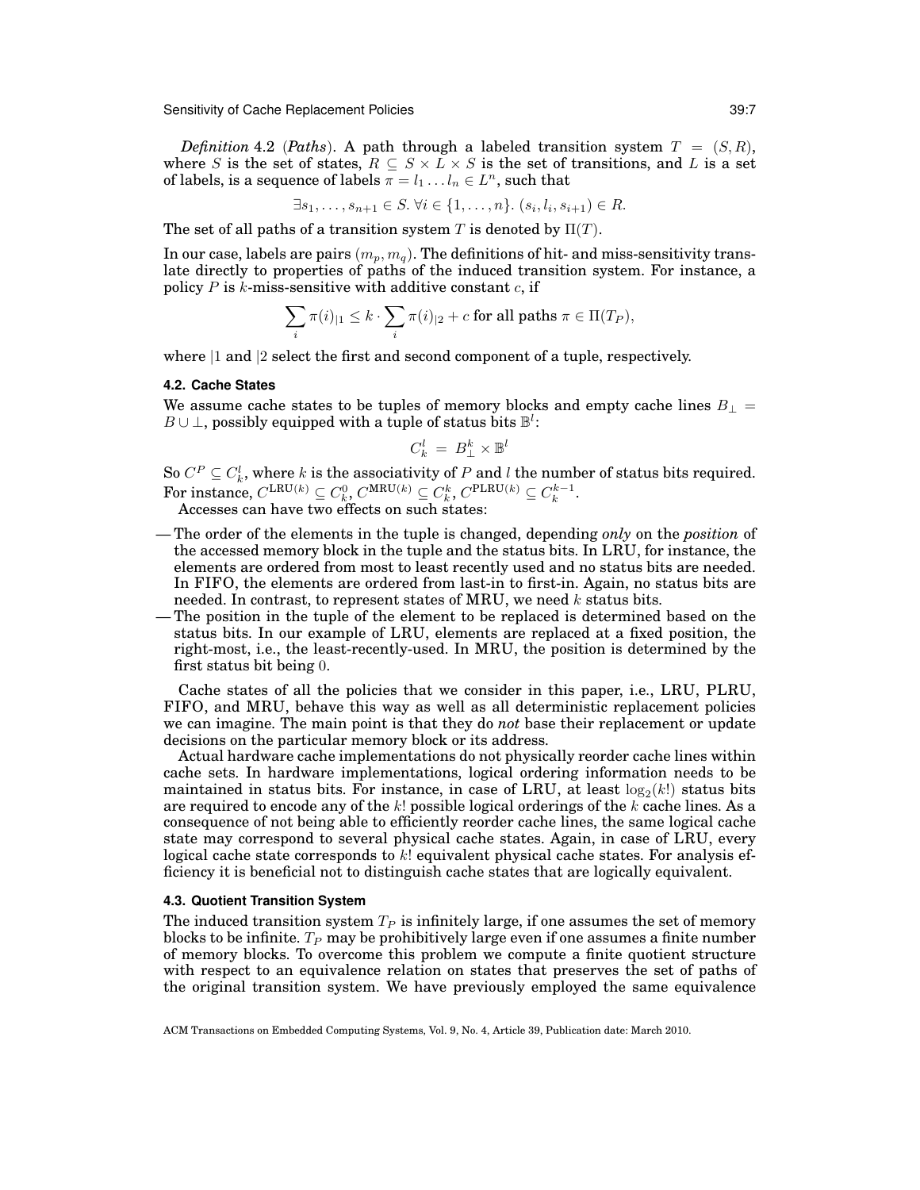*Definition* 4.2 (*Paths*). A path through a labeled transition system $T = (S, R)$, where $S$ is the set of states, $R \subseteq S \times L \times S$ is the set of transitions, and $L$ is a set of labels, is a sequence of labels $\pi = l_1 \dots l_n \in L^n$, such that

$$\exists s_1, \dots, s_{n+1} \in S.\ \forall i \in \{1, \dots, n\}.\ (s_i, l_i, s_{i+1}) \in R.$$

The set of all paths of a transition system $T$ is denoted by $\Pi(T)$.

In our case, labels are pairs $(m_p, m_q)$. The definitions of hit- and miss-sensitivity translate directly to properties of paths of the induced transition system. For instance, a policy $P$ is $k$-miss-sensitive with additive constant $c$, if

$$\sum_i \pi(i)_{|1} \leq k \cdot \sum_i \pi(i)_{|2} + c \text{ for all paths } \pi \in \Pi(T_P),$$

where $|1$ and $|2$ select the first and second component of a tuple, respectively.

### 4.2. Cache States

We assume cache states to be tuples of memory blocks and empty cache lines $B_\perp = B \cup \perp$, possibly equipped with a tuple of status bits $\mathbb{B}^l$:

$$C_k^l = B_\perp^k \times \mathbb{B}^l$$

So $C^P \subseteq C_k^l$, where $k$ is the associativity of $P$ and $l$ the number of status bits required. For instance, $C^{\text{LRU}(k)} \subseteq C_k^0$, $C^{\text{MRU}(k)} \subseteq C_k^k$, $C^{\text{PLRU}(k)} \subseteq C_k^{k-1}$.

Accesses can have two effects on such states:

- The order of the elements in the tuple is changed, depending *only* on the *position* of the accessed memory block in the tuple and the status bits. In LRU, for instance, the elements are ordered from most to least recently used and no status bits are needed. In FIFO, the elements are ordered from last-in to first-in. Again, no status bits are needed. In contrast, to represent states of MRU, we need $k$ status bits.
- The position in the tuple of the element to be replaced is determined based on the status bits. In our example of LRU, elements are replaced at a fixed position, the right-most, i.e., the least-recently-used. In MRU, the position is determined by the first status bit being 0.

Cache states of all the policies that we consider in this paper, i.e., LRU, PLRU, FIFO, and MRU, behave this way as well as all deterministic replacement policies we can imagine. The main point is that they do *not* base their replacement or update decisions on the particular memory block or its address.

Actual hardware cache implementations do not physically reorder cache lines within cache sets. In hardware implementations, logical ordering information needs to be maintained in status bits. For instance, in case of LRU, at least $\log_2(k!)$ status bits are required to encode any of the $k!$ possible logical orderings of the $k$ cache lines. As a consequence of not being able to efficiently reorder cache lines, the same logical cache state may correspond to several physical cache states. Again, in case of LRU, every logical cache state corresponds to $k!$ equivalent physical cache states. For analysis efficiency it is beneficial not to distinguish cache states that are logically equivalent.

### 4.3. Quotient Transition System

The induced transition system $T_P$ is infinitely large, if one assumes the set of memory blocks to be infinite. $T_P$ may be prohibitively large even if one assumes a finite number of memory blocks. To overcome this problem we compute a finite quotient structure with respect to an equivalence relation on states that preserves the set of paths of the original transition system. We have previously employed the same equivalence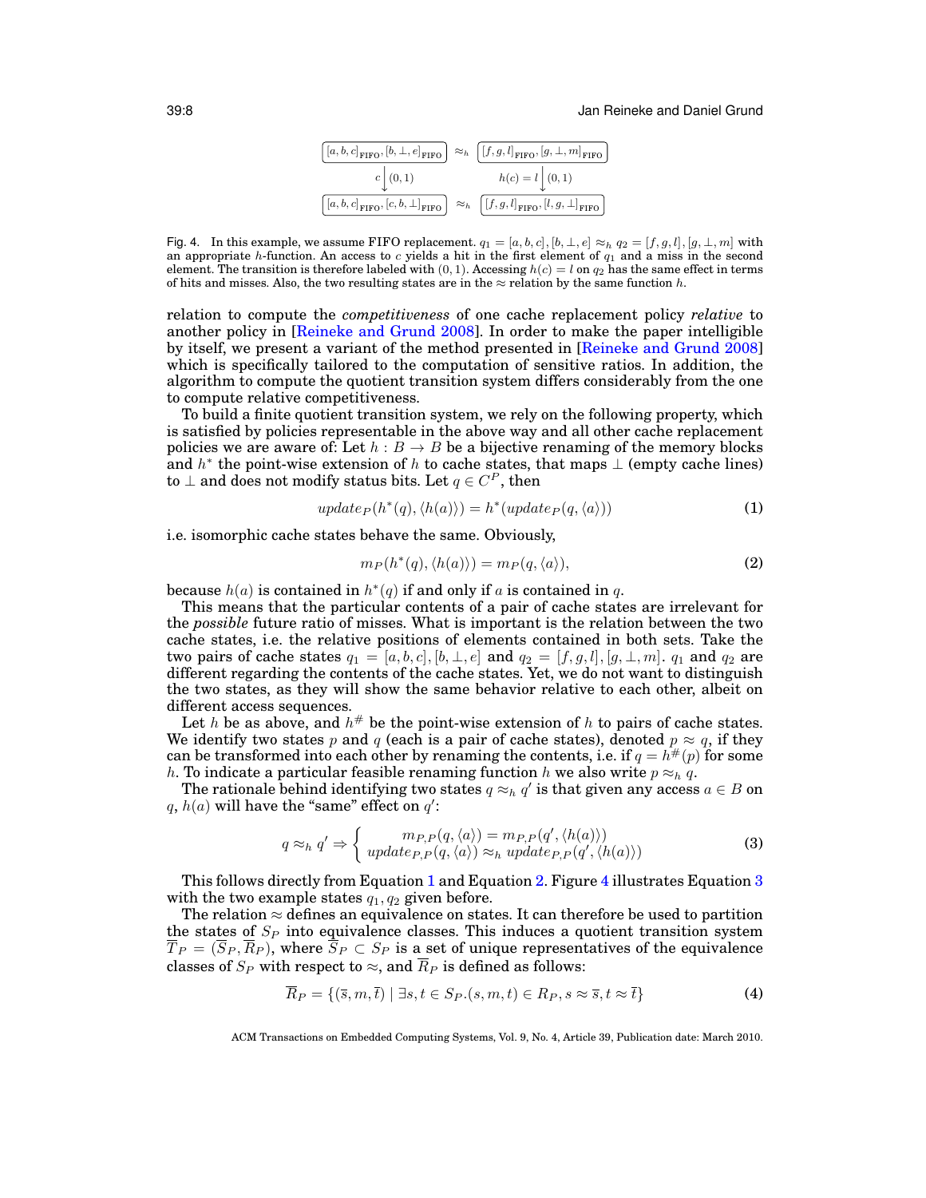$$
\begin{array}{ccc}
\boxed{[a,b,c]_{\text{FIFO}},[b,\bot,e]_{\text{FIFO}}} & \approx_h & \boxed{[f,g,l]_{\text{FIFO}},[g,\bot,m]_{\text{FIFO}}} \\
c \big\downarrow (0,1) & & h(c)=l \big\downarrow (0,1) \\
\boxed{[a,b,c]_{\text{FIFO}},[c,b,\bot]_{\text{FIFO}}} & \approx_h & \boxed{[f,g,l]_{\text{FIFO}},[l,g,\bot]_{\text{FIFO}}}
\end{array}
$$

Fig. 4. In this example, we assume FIFO replacement. $q_1 = [a, b, c], [b, \bot, e] \approx_h q_2 = [f, g, l], [g, \bot, m]$ with an appropriate $h$-function. An access to $c$ yields a hit in the first element of $q_1$ and a miss in the second element. The transition is therefore labeled with $(0, 1)$. Accessing $h(c) = l$ on $q_2$ has the same effect in terms of hits and misses. Also, the two resulting states are in the $\approx$ relation by the same function $h$.

relation to compute the *competitiveness* of one cache replacement policy *relative* to another policy in [Reineke and Grund 2008]. In order to make the paper intelligible by itself, we present a variant of the method presented in [Reineke and Grund 2008] which is specifically tailored to the computation of sensitive ratios. In addition, the algorithm to compute the quotient transition system differs considerably from the one to compute relative competitiveness.

To build a finite quotient transition system, we rely on the following property, which is satisfied by policies representable in the above way and all other cache replacement policies we are aware of: Let $h : B \to B$ be a bijective renaming of the memory blocks and $h^*$ the point-wise extension of $h$ to cache states, that maps $\bot$ (empty cache lines) to $\bot$ and does not modify status bits. Let $q \in C^P$, then

$$
update_P(h^*(q), \langle h(a)\rangle) = h^*(update_P(q, \langle a\rangle)) \tag{1}
$$

i.e. isomorphic cache states behave the same. Obviously,

$$
m_P(h^*(q), \langle h(a)\rangle) = m_P(q, \langle a\rangle), \tag{2}
$$

because $h(a)$ is contained in $h^*(q)$ if and only if $a$ is contained in $q$.

This means that the particular contents of a pair of cache states are irrelevant for the *possible* future ratio of misses. What is important is the relation between the two cache states, i.e. the relative positions of elements contained in both sets. Take the two pairs of cache states $q_1 = [a, b, c], [b, \bot, e]$ and $q_2 = [f, g, l], [g, \bot, m]$. $q_1$ and $q_2$ are different regarding the contents of the cache states. Yet, we do not want to distinguish the two states, as they will show the same behavior relative to each other, albeit on different access sequences.

Let $h$ be as above, and $h^\#$ be the point-wise extension of $h$ to pairs of cache states. We identify two states $p$ and $q$ (each is a pair of cache states), denoted $p \approx q$, if they can be transformed into each other by renaming the contents, i.e. if $q = h^\#(p)$ for some $h$. To indicate a particular feasible renaming function $h$ we also write $p \approx_h q$.

The rationale behind identifying two states $q \approx_h q'$ is that given any access $a \in B$ on $q$, $h(a)$ will have the "same" effect on $q'$:

$$
q \approx_h q' \Rightarrow \begin{cases} m_{P,P}(q, \langle a\rangle) = m_{P,P}(q', \langle h(a)\rangle) \\ update_{P,P}(q, \langle a\rangle) \approx_h update_{P,P}(q', \langle h(a)\rangle) \end{cases} \tag{3}
$$

This follows directly from Equation 1 and Equation 2. Figure 4 illustrates Equation 3 with the two example states $q_1, q_2$ given before.

The relation $\approx$ defines an equivalence on states. It can therefore be used to partition the states of $S_P$ into equivalence classes. This induces a quotient transition system $\overline{T}_P = (\overline{S}_P, \overline{R}_P)$, where $\overline{S}_P \subset S_P$ is a set of unique representatives of the equivalence classes of $S_P$ with respect to $\approx$, and $\overline{R}_P$ is defined as follows:

$$
\overline{R}_P = \{(\overline{s}, m, \overline{t}) \mid \exists s, t \in S_P.(s, m, t) \in R_P, s \approx \overline{s}, t \approx \overline{t}\} \tag{4}
$$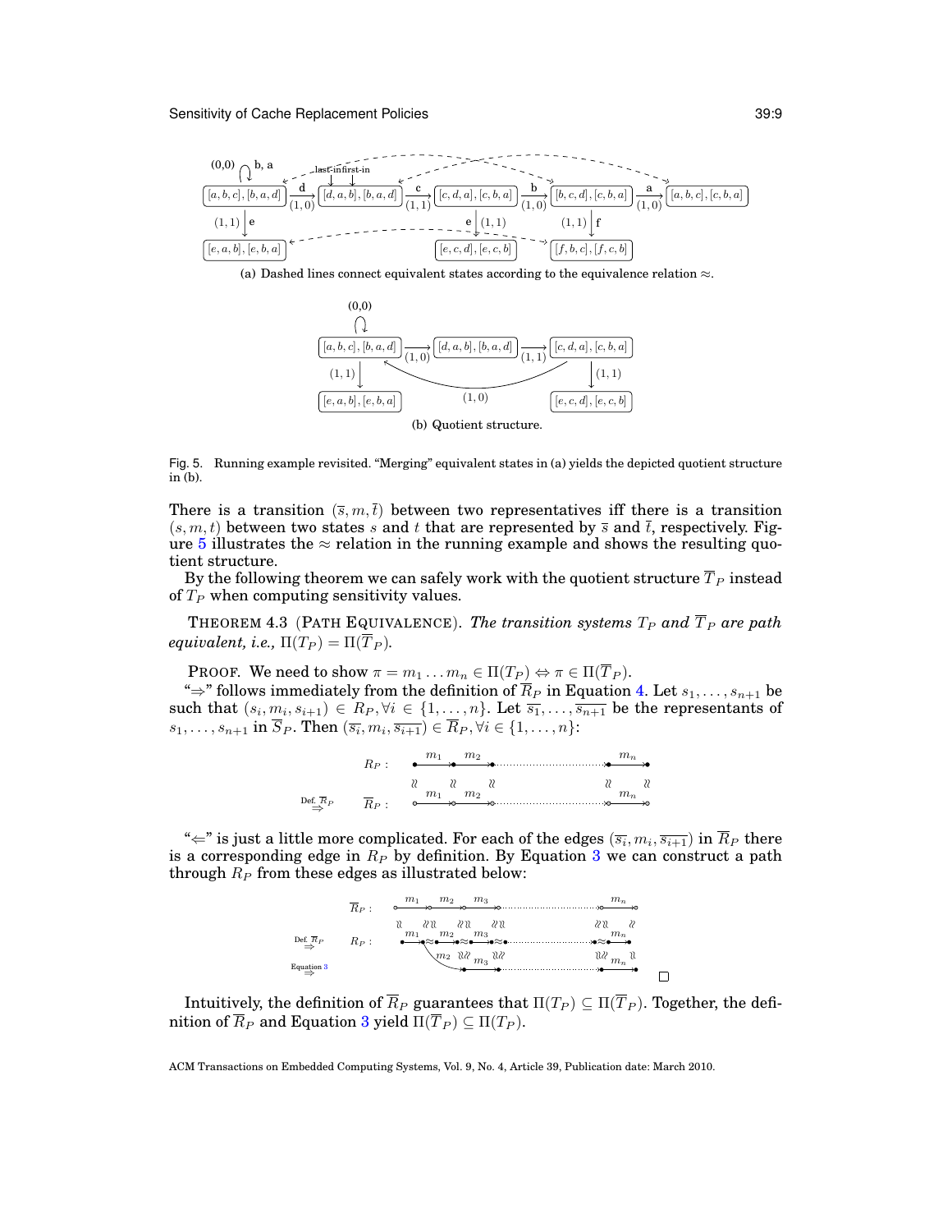(a) Dashed lines connect equivalent states according to the equivalence relation $\approx$.

(b) Quotient structure.

Fig. 5. Running example revisited. "Merging" equivalent states in (a) yields the depicted quotient structure in (b).

There is a transition $(\overline{s}, m, \overline{t})$ between two representatives iff there is a transition $(s, m, t)$ between two states $s$ and $t$ that are represented by $\overline{s}$ and $\overline{t}$, respectively. Figure 5 illustrates the $\approx$ relation in the running example and shows the resulting quotient structure.

By the following theorem we can safely work with the quotient structure $\overline{T}_P$ instead of $T_P$ when computing sensitivity values.

THEOREM 4.3 (PATH EQUIVALENCE). *The transition systems $T_P$ and $\overline{T}_P$ are path equivalent, i.e., $\Pi(T_P) = \Pi(\overline{T}_P)$.*

PROOF. We need to show $\pi = m_1 \ldots m_n \in \Pi(T_P) \Leftrightarrow \pi \in \Pi(\overline{T}_P)$.

"$\Rightarrow$" follows immediately from the definition of $\overline{R}_P$ in Equation 4. Let $s_1, \ldots, s_{n+1}$ be such that $(s_i, m_i, s_{i+1}) \in R_P, \forall i \in \{1, \ldots, n\}$. Let $\overline{s_1}, \ldots, \overline{s_{n+1}}$ be the representants of $s_1, \ldots, s_{n+1}$ in $\overline{S}_P$. Then $(\overline{s_i}, m_i, \overline{s_{i+1}}) \in \overline{R}_P, \forall i \in \{1, \ldots, n\}$:

"$\Leftarrow$" is just a little more complicated. For each of the edges $(\overline{s_i}, m_i, \overline{s_{i+1}})$ in $\overline{R}_P$ there is a corresponding edge in $R_P$ by definition. By Equation 3 we can construct a path through $R_P$ from these edges as illustrated below:

$\square$

Intuitively, the definition of $\overline{R}_P$ guarantees that $\Pi(T_P) \subseteq \Pi(\overline{T}_P)$. Together, the definition of $\overline{R}_P$ and Equation 3 yield $\Pi(\overline{T}_P) \subseteq \Pi(T_P)$.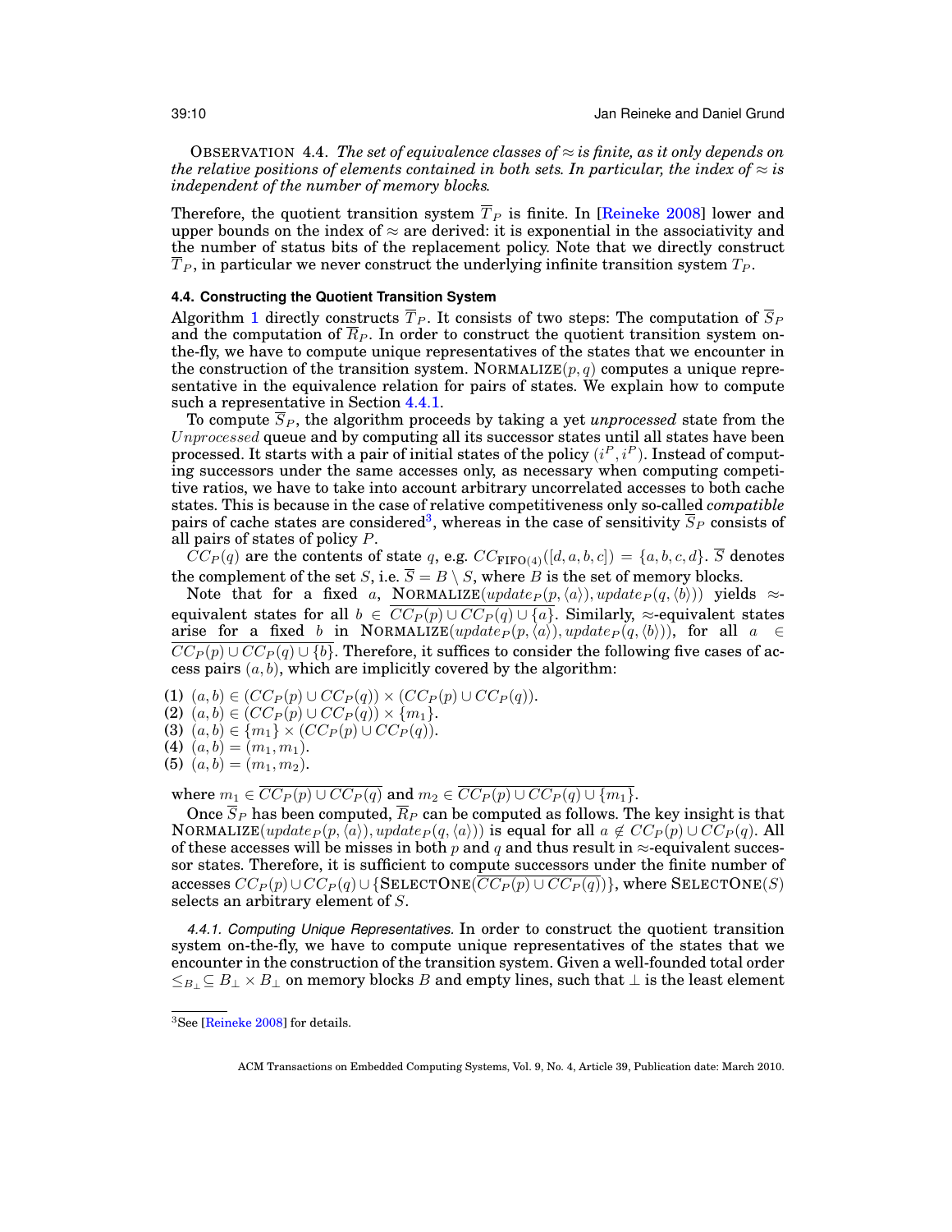OBSERVATION 4.4. *The set of equivalence classes of $\approx$ is finite, as it only depends on the relative positions of elements contained in both sets. In particular, the index of $\approx$ is independent of the number of memory blocks.*

Therefore, the quotient transition system $\overline{T}_P$ is finite. In [Reineke 2008] lower and upper bounds on the index of $\approx$ are derived: it is exponential in the associativity and the number of status bits of the replacement policy. Note that we directly construct $\overline{T}_P$, in particular we never construct the underlying infinite transition system $T_P$.

#### 4.4. Constructing the Quotient Transition System

Algorithm 1 directly constructs $\overline{T}_P$. It consists of two steps: The computation of $\overline{S}_P$ and the computation of $\overline{R}_P$. In order to construct the quotient transition system on-the-fly, we have to compute unique representatives of the states that we encounter in the construction of the transition system. NORMALIZE$(p, q)$ computes a unique representative in the equivalence relation for pairs of states. We explain how to compute such a representative in Section 4.4.1.

To compute $\overline{S}_P$, the algorithm proceeds by taking a yet *unprocessed* state from the *Unprocessed* queue and by computing all its successor states until all states have been processed. It starts with a pair of initial states of the policy $(i^P, i^P)$. Instead of computing successors under the same accesses only, as necessary when computing competitive ratios, we have to take into account arbitrary uncorrelated accesses to both cache states. This is because in the case of relative competitiveness only so-called *compatible* pairs of cache states are considered[3], whereas in the case of sensitivity $\overline{S}_P$ consists of all pairs of states of policy $P$.

$CC_P(q)$ are the contents of state $q$, e.g. $CC_{\text{FIFO}(4)}([d, a, b, c]) = \{a, b, c, d\}$. $\overline{S}$ denotes the complement of the set $S$, i.e. $\overline{S} = B \setminus S$, where $B$ is the set of memory blocks.

Note that for a fixed $a$, NORMALIZE$(update_P(p, \langle a \rangle), update_P(q, \langle b \rangle))$ yields $\approx$-equivalent states for all $b \in \overline{CC_P(p) \cup CC_P(q) \cup \{a\}}$. Similarly, $\approx$-equivalent states arise for a fixed $b$ in NORMALIZE$(update_P(p, \langle a \rangle), update_P(q, \langle b \rangle))$, for all $a \in \overline{CC_P(p) \cup CC_P(q) \cup \{b\}}$. Therefore, it suffices to consider the following five cases of access pairs $(a, b)$, which are implicitly covered by the algorithm:

(1) $(a, b) \in (CC_P(p) \cup CC_P(q)) \times (CC_P(p) \cup CC_P(q))$.
(2) $(a, b) \in (CC_P(p) \cup CC_P(q)) \times \{m_1\}$.
(3) $(a, b) \in \{m_1\} \times (CC_P(p) \cup CC_P(q))$.
(4) $(a, b) = (m_1, m_1)$.
(5) $(a, b) = (m_1, m_2)$.

where $m_1 \in \overline{CC_P(p) \cup CC_P(q)}$ and $m_2 \in \overline{CC_P(p) \cup CC_P(q) \cup \{m_1\}}$.

Once $\overline{S}_P$ has been computed, $\overline{R}_P$ can be computed as follows. The key insight is that NORMALIZE$(update_P(p, \langle a \rangle), update_P(q, \langle a \rangle))$ is equal for all $a \notin CC_P(p) \cup CC_P(q)$. All of these accesses will be misses in both $p$ and $q$ and thus result in $\approx$-equivalent successor states. Therefore, it is sufficient to compute successors under the finite number of accesses $CC_P(p) \cup CC_P(q) \cup \{\text{SELECTONE}(\overline{CC_P(p) \cup CC_P(q)})\}$, where SELECTONE$(S)$ selects an arbitrary element of $S$.

*4.4.1. Computing Unique Representatives.* In order to construct the quotient transition system on-the-fly, we have to compute unique representatives of the states that we encounter in the construction of the transition system. Given a well-founded total order $\leq_{B_\perp} \subseteq B_\perp \times B_\perp$ on memory blocks $B$ and empty lines, such that $\perp$ is the least element

[3] See [Reineke 2008] for details.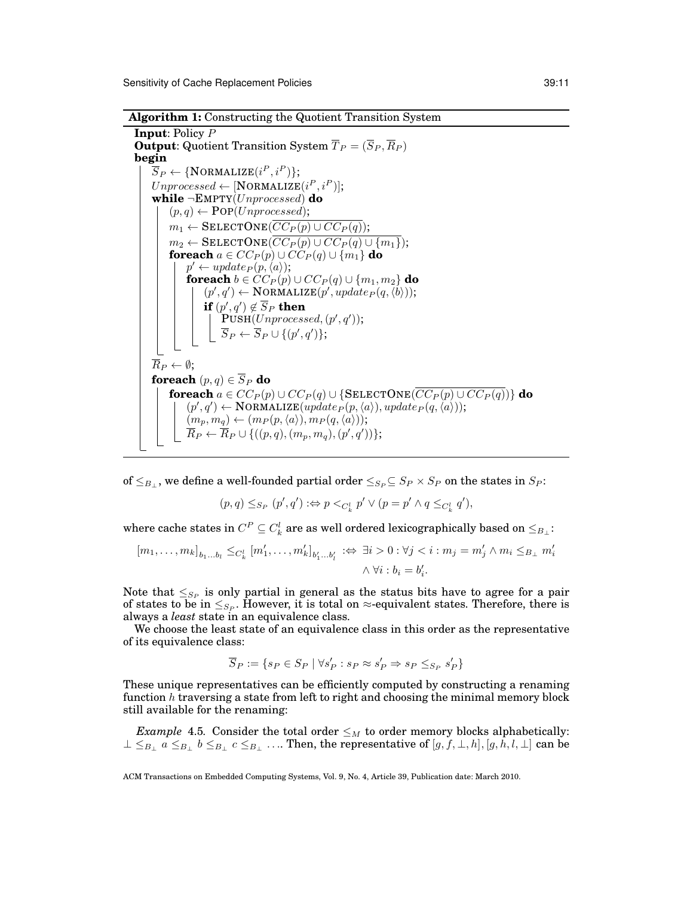**Algorithm 1:** Constructing the Quotient Transition System

```
Input: Policy P
Output: Quotient Transition System T̄_P = (S̄_P, R̄_P)
begin
    S̄_P ← {NORMALIZE(i^P, i^P)};
    Unprocessed ← [NORMALIZE(i^P, i^P)];
    while ¬EMPTY(Unprocessed) do
        (p, q) ← POP(Unprocessed);
        m_1 ← SELECTONE(complement(CC_P(p) ∪ CC_P(q)));
        m_2 ← SELECTONE(complement(CC_P(p) ∪ CC_P(q) ∪ {m_1}));
        foreach a ∈ CC_P(p) ∪ CC_P(q) ∪ {m_1} do
            p' ← update_P(p, ⟨a⟩);
            foreach b ∈ CC_P(p) ∪ CC_P(q) ∪ {m_1, m_2} do
                (p', q') ← NORMALIZE(p', update_P(q, ⟨b⟩));
                if (p', q') ∉ S̄_P then
                    PUSH(Unprocessed, (p', q'));
                    S̄_P ← S̄_P ∪ {(p', q')};
    R̄_P ← ∅;
    foreach (p, q) ∈ S̄_P do
        foreach a ∈ CC_P(p) ∪ CC_P(q) ∪ {SELECTONE(complement(CC_P(p) ∪ CC_P(q)))} do
            (p', q') ← NORMALIZE(update_P(p, ⟨a⟩), update_P(q, ⟨a⟩));
            (m_p, m_q) ← (m_P(p, ⟨a⟩), m_P(q, ⟨a⟩));
            R̄_P ← R̄_P ∪ {((p, q), (m_p, m_q), (p', q'))};
```

of $\leq_{B_\perp}$, we define a well-founded partial order $\leq_{S_P} \subseteq S_P \times S_P$ on the states in $S_P$:

$$(p,q) \leq_{S_P} (p',q') :\Leftrightarrow p <_{C_k^l} p' \vee (p = p' \wedge q \leq_{C_k^l} q'),$$

where cache states in $C^P \subseteq C_k^l$ are as well ordered lexicographically based on $\leq_{B_\perp}$:

$$[m_1, \ldots, m_k]_{b_1 \ldots b_l} \leq_{C_k^l} [m'_1, \ldots, m'_k]_{b'_1 \ldots b'_l} :\Leftrightarrow \exists i > 0 : \forall j < i : m_j = m'_j \wedge m_i \leq_{B_\perp} m'_i \wedge \forall i : b_i = b'_i.$$

Note that $\leq_{S_P}$ is only partial in general as the status bits have to agree for a pair of states to be in $\leq_{S_P}$. However, it is total on $\approx$-equivalent states. Therefore, there is always a *least* state in an equivalence class.

We choose the least state of an equivalence class in this order as the representative of its equivalence class:

$$\overline{S}_P := \{s_P \in S_P \mid \forall s'_P : s_P \approx s'_P \Rightarrow s_P \leq_{S_P} s'_P\}$$

These unique representatives can be efficiently computed by constructing a renaming function $h$ traversing a state from left to right and choosing the minimal memory block still available for the renaming:

*Example* 4.5. Consider the total order $\leq_M$ to order memory blocks alphabetically: $\perp \leq_{B_\perp} a \leq_{B_\perp} b \leq_{B_\perp} c \leq_{B_\perp} \ldots$. Then, the representative of $[g, f, \perp, h], [g, h, l, \perp]$ can be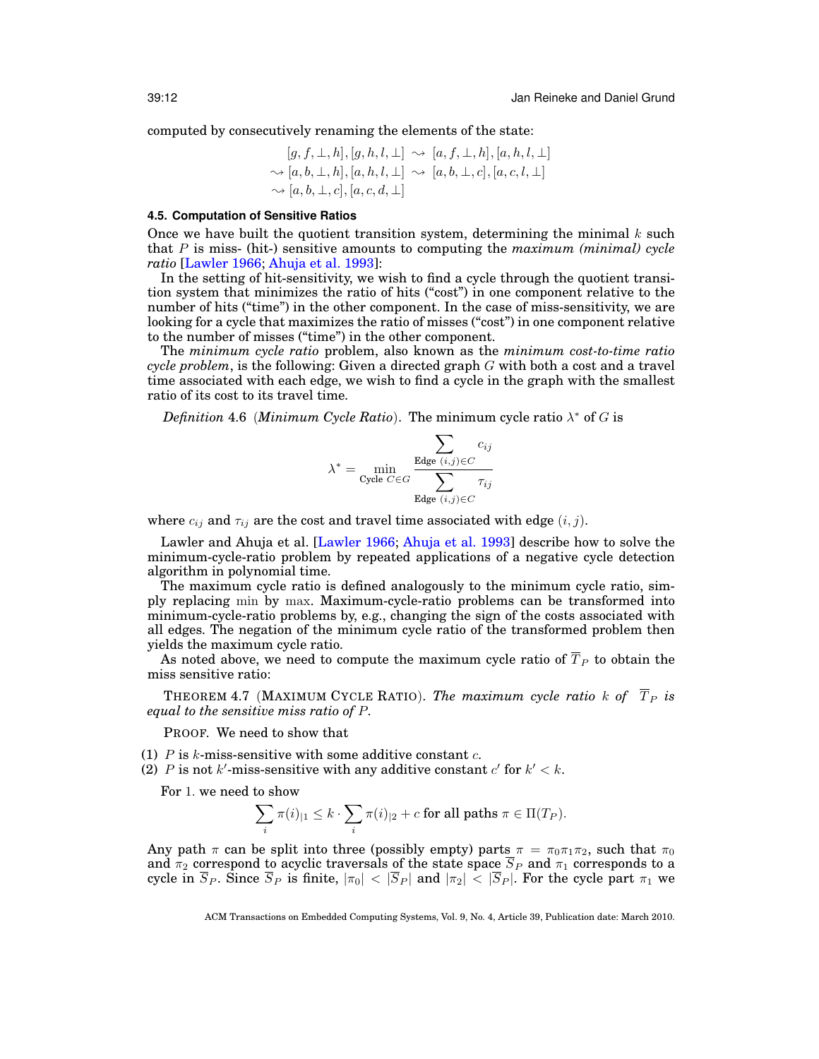computed by consecutively renaming the elements of the state:

$$
\begin{aligned}
&[g, f, \bot, h], [g, h, l, \bot] \rightsquigarrow [a, f, \bot, h], [a, h, l, \bot] \\
\rightsquigarrow &[a, b, \bot, h], [a, h, l, \bot] \rightsquigarrow [a, b, \bot, c], [a, c, l, \bot] \\
\rightsquigarrow &[a, b, \bot, c], [a, c, d, \bot]
\end{aligned}
$$

#### 4.5. Computation of Sensitive Ratios

Once we have built the quotient transition system, determining the minimal $k$ such that $P$ is miss- (hit-) sensitive amounts to computing the *maximum (minimal) cycle ratio* [Lawler 1966; Ahuja et al. 1993]:

In the setting of hit-sensitivity, we wish to find a cycle through the quotient transition system that minimizes the ratio of hits ("cost") in one component relative to the number of hits ("time") in the other component. In the case of miss-sensitivity, we are looking for a cycle that maximizes the ratio of misses ("cost") in one component relative to the number of misses ("time") in the other component.

The *minimum cycle ratio* problem, also known as the *minimum cost-to-time ratio cycle problem*, is the following: Given a directed graph $G$ with both a cost and a travel time associated with each edge, we wish to find a cycle in the graph with the smallest ratio of its cost to its travel time.

*Definition* 4.6 (*Minimum Cycle Ratio*). The minimum cycle ratio $\lambda^*$ of $G$ is

$$
\lambda^* = \min_{\text{Cycle } C \in G} \frac{\sum_{\text{Edge } (i,j) \in C} c_{ij}}{\sum_{\text{Edge } (i,j) \in C} \tau_{ij}}
$$

where $c_{ij}$ and $\tau_{ij}$ are the cost and travel time associated with edge $(i, j)$.

Lawler and Ahuja et al. [Lawler 1966; Ahuja et al. 1993] describe how to solve the minimum-cycle-ratio problem by repeated applications of a negative cycle detection algorithm in polynomial time.

The maximum cycle ratio is defined analogously to the minimum cycle ratio, simply replacing min by max. Maximum-cycle-ratio problems can be transformed into minimum-cycle-ratio problems by, e.g., changing the sign of the costs associated with all edges. The negation of the minimum cycle ratio of the transformed problem then yields the maximum cycle ratio.

As noted above, we need to compute the maximum cycle ratio of $\overline{T}_P$ to obtain the miss sensitive ratio:

THEOREM 4.7 (MAXIMUM CYCLE RATIO). *The maximum cycle ratio $k$ of $\overline{T}_P$ is equal to the sensitive miss ratio of $P$.*

PROOF. We need to show that

(1) $P$ is $k$-miss-sensitive with some additive constant $c$.
(2) $P$ is not $k'$-miss-sensitive with any additive constant $c'$ for $k' < k$.

For 1. we need to show

$$
\sum_i \pi(i)_{|1} \leq k \cdot \sum_i \pi(i)_{|2} + c \text{ for all paths } \pi \in \Pi(T_P).
$$

Any path $\pi$ can be split into three (possibly empty) parts $\pi = \pi_0\pi_1\pi_2$, such that $\pi_0$ and $\pi_2$ correspond to acyclic traversals of the state space $\overline{S}_P$ and $\pi_1$ corresponds to a cycle in $\overline{S}_P$. Since $\overline{S}_P$ is finite, $|\pi_0| < |\overline{S}_P|$ and $|\pi_2| < |\overline{S}_P|$. For the cycle part $\pi_1$ we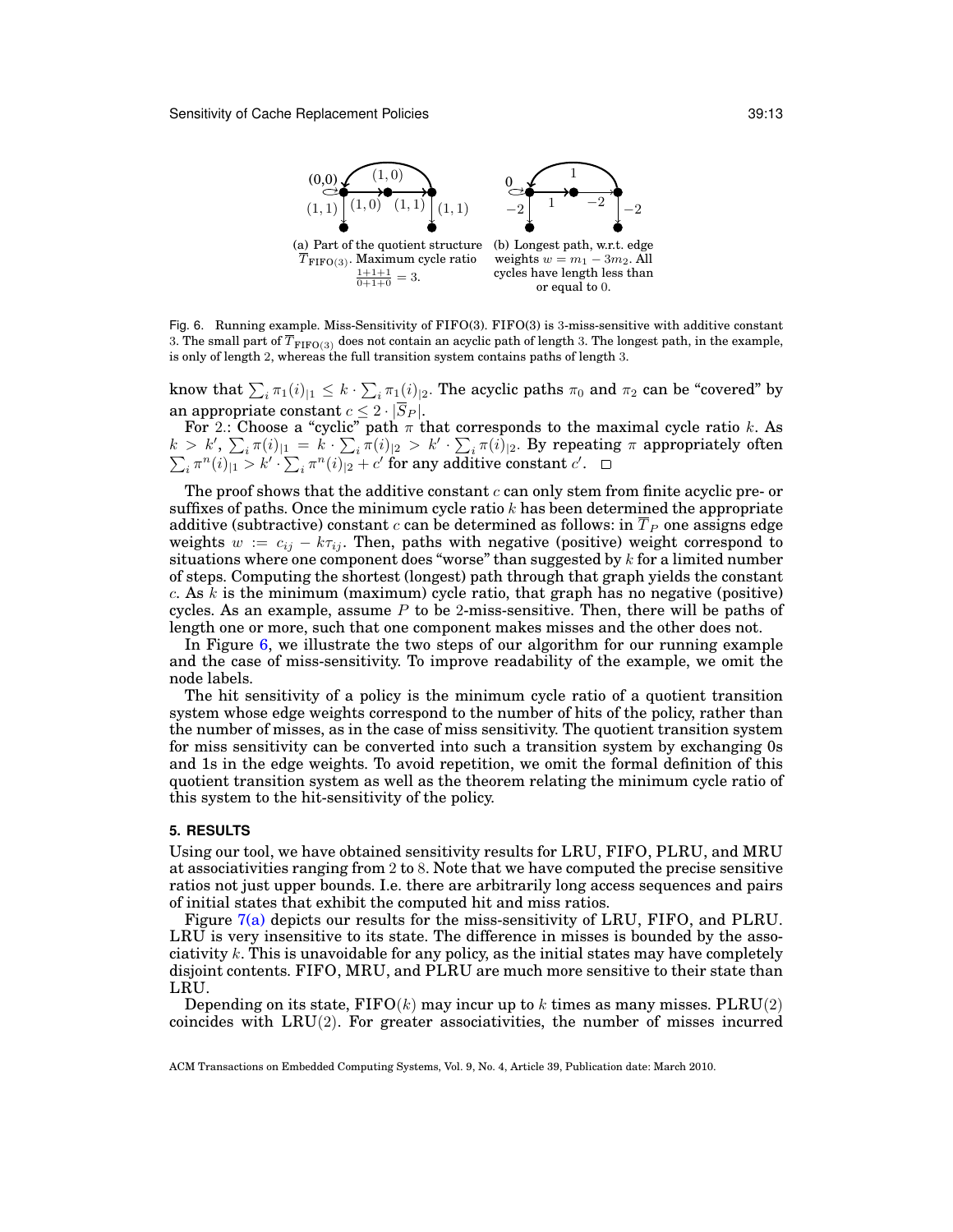(a) Part of the quotient structure $\overline{T}_{\text{FIFO}(3)}$. Maximum cycle ratio $\frac{1+1+1}{0+1+0} = 3$.

(b) Longest path, w.r.t. edge weights $w = m_1 - 3m_2$. All cycles have length less than or equal to 0.

Fig. 6. Running example. Miss-Sensitivity of FIFO(3). FIFO(3) is 3-miss-sensitive with additive constant 3. The small part of $\overline{T}_{\text{FIFO}(3)}$ does not contain an acyclic path of length 3. The longest path, in the example, is only of length 2, whereas the full transition system contains paths of length 3.

know that $\sum_i \pi_1(i)_{|1} \leq k \cdot \sum_i \pi_1(i)_{|2}$. The acyclic paths $\pi_0$ and $\pi_2$ can be "covered" by an appropriate constant $c \leq 2 \cdot |\overline{S}_P|$.

For 2.: Choose a "cyclic" path $\pi$ that corresponds to the maximal cycle ratio $k$. As $k > k'$, $\sum_i \pi(i)_{|1} = k \cdot \sum_i \pi(i)_{|2} > k' \cdot \sum_i \pi(i)_{|2}$. By repeating $\pi$ appropriately often $\sum_i \pi^n(i)_{|1} > k' \cdot \sum_i \pi^n(i)_{|2} + c'$ for any additive constant $c'$. □

The proof shows that the additive constant $c$ can only stem from finite acyclic pre- or suffixes of paths. Once the minimum cycle ratio $k$ has been determined the appropriate additive (subtractive) constant $c$ can be determined as follows: in $\overline{T}_P$ one assigns edge weights $w := c_{ij} - k\tau_{ij}$. Then, paths with negative (positive) weight correspond to situations where one component does "worse" than suggested by $k$ for a limited number of steps. Computing the shortest (longest) path through that graph yields the constant $c$. As $k$ is the minimum (maximum) cycle ratio, that graph has no negative (positive) cycles. As an example, assume $P$ to be 2-miss-sensitive. Then, there will be paths of length one or more, such that one component makes misses and the other does not.

In Figure 6, we illustrate the two steps of our algorithm for our running example and the case of miss-sensitivity. To improve readability of the example, we omit the node labels.

The hit sensitivity of a policy is the minimum cycle ratio of a quotient transition system whose edge weights correspond to the number of hits of the policy, rather than the number of misses, as in the case of miss sensitivity. The quotient transition system for miss sensitivity can be converted into such a transition system by exchanging 0s and 1s in the edge weights. To avoid repetition, we omit the formal definition of this quotient transition system as well as the theorem relating the minimum cycle ratio of this system to the hit-sensitivity of the policy.

## 5. RESULTS

Using our tool, we have obtained sensitivity results for LRU, FIFO, PLRU, and MRU at associativities ranging from 2 to 8. Note that we have computed the precise sensitive ratios not just upper bounds. I.e. there are arbitrarily long access sequences and pairs of initial states that exhibit the computed hit and miss ratios.

Figure 7(a) depicts our results for the miss-sensitivity of LRU, FIFO, and PLRU. LRU is very insensitive to its state. The difference in misses is bounded by the associativity $k$. This is unavoidable for any policy, as the initial states may have completely disjoint contents. FIFO, MRU, and PLRU are much more sensitive to their state than LRU.

Depending on its state, FIFO($k$) may incur up to $k$ times as many misses. PLRU(2) coincides with LRU(2). For greater associativities, the number of misses incurred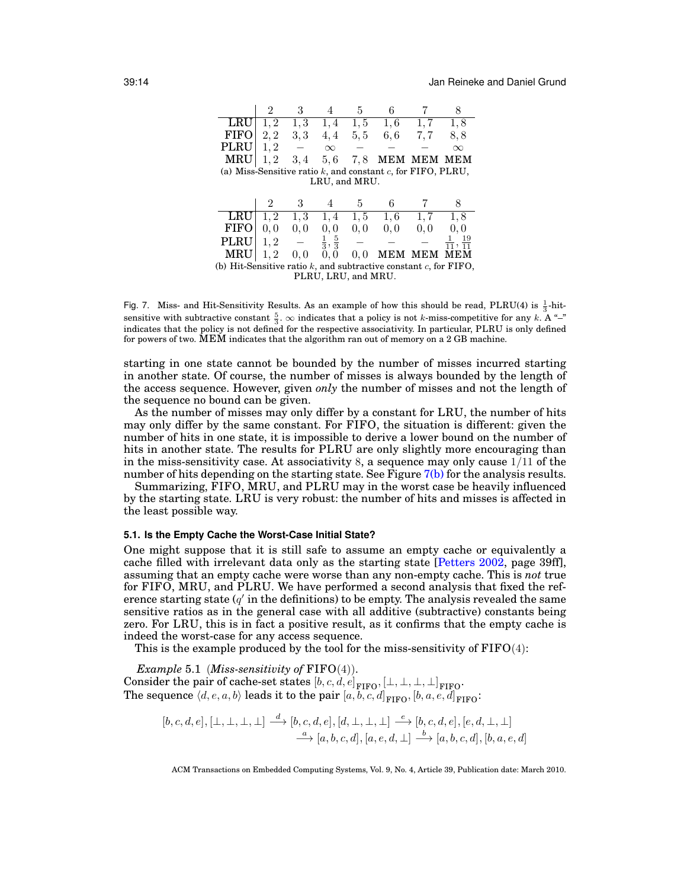|  | 2 | 3 | 4 | 5 | 6 | 7 | 8 |
|---|---|---|---|---|---|---|---|
| LRU | 1, 2 | 1, 3 | 1, 4 | 1, 5 | 1, 6 | 1, 7 | 1, 8 |
| FIFO | 2, 2 | 3, 3 | 4, 4 | 5, 5 | 6, 6 | 7, 7 | 8, 8 |
| PLRU | 1, 2 | – | $\infty$ | – | – | – | $\infty$ |
| MRU | 1, 2 | 3, 4 | 5, 6 | 7, 8 | MEM | MEM | MEM |

(a) Miss-Sensitive ratio $k$, and constant $c$, for FIFO, PLRU, LRU, and MRU.

|  | 2 | 3 | 4 | 5 | 6 | 7 | 8 |
|---|---|---|---|---|---|---|---|
| LRU | 1, 2 | 1, 3 | 1, 4 | 1, 5 | 1, 6 | 1, 7 | 1, 8 |
| FIFO | 0, 0 | 0, 0 | 0, 0 | 0, 0 | 0, 0 | 0, 0 | 0, 0 |
| PLRU | 1, 2 | – | $\frac{1}{3}, \frac{5}{3}$ | – | – | – | $\frac{1}{11}, \frac{19}{11}$ |
| MRU | 1, 2 | 0, 0 | 0, 0 | 0, 0 | MEM | MEM | MEM |

(b) Hit-Sensitive ratio $k$, and subtractive constant $c$, for FIFO, PLRU, LRU, and MRU.

Fig. 7. Miss- and Hit-Sensitivity Results. As an example of how this should be read, PLRU(4) is $\frac{1}{3}$-hit-sensitive with subtractive constant $\frac{5}{3}$. $\infty$ indicates that a policy is not $k$-miss-competitive for any $k$. A "–" indicates that the policy is not defined for the respective associativity. In particular, PLRU is only defined for powers of two. MEM indicates that the algorithm ran out of memory on a 2 GB machine.

starting in one state cannot be bounded by the number of misses incurred starting in another state. Of course, the number of misses is always bounded by the length of the access sequence. However, given *only* the number of misses and not the length of the sequence no bound can be given.

As the number of misses may only differ by a constant for LRU, the number of hits may only differ by the same constant. For FIFO, the situation is different: given the number of hits in one state, it is impossible to derive a lower bound on the number of hits in another state. The results for PLRU are only slightly more encouraging than in the miss-sensitivity case. At associativity 8, a sequence may only cause $1/11$ of the number of hits depending on the starting state. See Figure 7(b) for the analysis results.

Summarizing, FIFO, MRU, and PLRU may in the worst case be heavily influenced by the starting state. LRU is very robust: the number of hits and misses is affected in the least possible way.

### 5.1. Is the Empty Cache the Worst-Case Initial State?

One might suppose that it is still safe to assume an empty cache or equivalently a cache filled with irrelevant data only as the starting state [Petters 2002, page 39ff], assuming that an empty cache were worse than any non-empty cache. This is *not* true for FIFO, MRU, and PLRU. We have performed a second analysis that fixed the reference starting state ($q'$ in the definitions) to be empty. The analysis revealed the same sensitive ratios as in the general case with all additive (subtractive) constants being zero. For LRU, this is in fact a positive result, as it confirms that the empty cache is indeed the worst-case for any access sequence.

This is the example produced by the tool for the miss-sensitivity of FIFO(4):

*Example* 5.1 (*Miss-sensitivity of* FIFO(4)).
Consider the pair of cache-set states $[b, c, d, e]_{\text{FIFO}}, [\perp, \perp, \perp, \perp]_{\text{FIFO}}$.
The sequence $\langle d, e, a, b\rangle$ leads it to the pair $[a, b, c, d]_{\text{FIFO}}, [b, a, e, d]_{\text{FIFO}}$:

$$[b, c, d, e], [\perp, \perp, \perp, \perp] \xrightarrow{d} [b, c, d, e], [d, \perp, \perp, \perp] \xrightarrow{e} [b, c, d, e], [e, d, \perp, \perp]$$
$$\xrightarrow{a} [a, b, c, d], [a, e, d, \perp] \xrightarrow{b} [a, b, c, d], [b, a, e, d]$$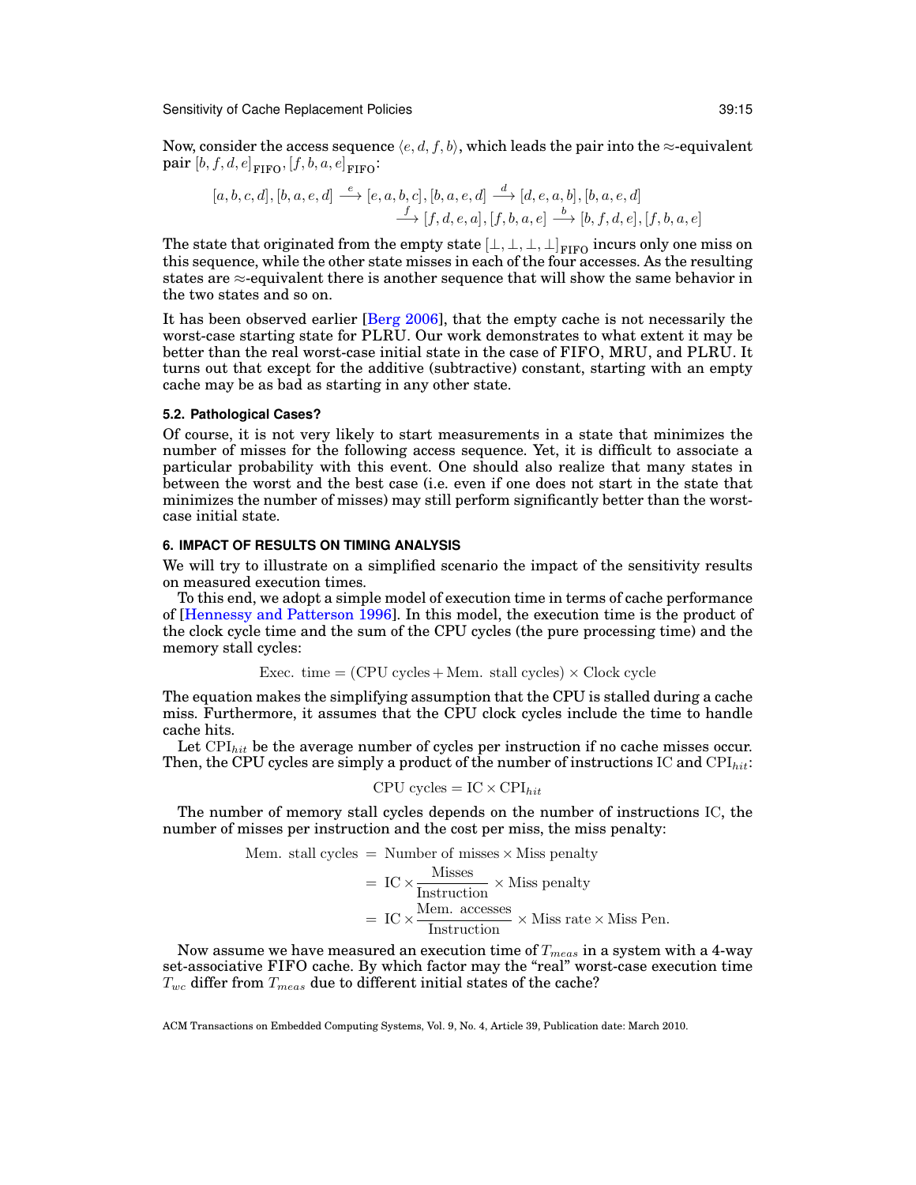Now, consider the access sequence $\langle e, d, f, b \rangle$, which leads the pair into the $\approx$-equivalent pair $[b, f, d, e]_{\text{FIFO}}, [f, b, a, e]_{\text{FIFO}}$:

$$
\begin{aligned}
[a, b, c, d], [b, a, e, d] &\xrightarrow{e} [e, a, b, c], [b, a, e, d] \xrightarrow{d} [d, e, a, b], [b, a, e, d] \\
&\xrightarrow{f} [f, d, e, a], [f, b, a, e] \xrightarrow{b} [b, f, d, e], [f, b, a, e]
\end{aligned}
$$

The state that originated from the empty state $[\bot, \bot, \bot, \bot]_{\text{FIFO}}$ incurs only one miss on this sequence, while the other state misses in each of the four accesses. As the resulting states are $\approx$-equivalent there is another sequence that will show the same behavior in the two states and so on.

It has been observed earlier [Berg 2006], that the empty cache is not necessarily the worst-case starting state for PLRU. Our work demonstrates to what extent it may be better than the real worst-case initial state in the case of FIFO, MRU, and PLRU. It turns out that except for the additive (subtractive) constant, starting with an empty cache may be as bad as starting in any other state.

### 5.2. Pathological Cases?

Of course, it is not very likely to start measurements in a state that minimizes the number of misses for the following access sequence. Yet, it is difficult to associate a particular probability with this event. One should also realize that many states in between the worst and the best case (i.e. even if one does not start in the state that minimizes the number of misses) may still perform significantly better than the worst-case initial state.

## 6. IMPACT OF RESULTS ON TIMING ANALYSIS

We will try to illustrate on a simplified scenario the impact of the sensitivity results on measured execution times.

To this end, we adopt a simple model of execution time in terms of cache performance of [Hennessy and Patterson 1996]. In this model, the execution time is the product of the clock cycle time and the sum of the CPU cycles (the pure processing time) and the memory stall cycles:

$$\text{Exec. time} = (\text{CPU cycles} + \text{Mem. stall cycles}) \times \text{Clock cycle}$$

The equation makes the simplifying assumption that the CPU is stalled during a cache miss. Furthermore, it assumes that the CPU clock cycles include the time to handle cache hits.

Let $\text{CPI}_{hit}$ be the average number of cycles per instruction if no cache misses occur. Then, the CPU cycles are simply a product of the number of instructions IC and $\text{CPI}_{hit}$:

$$\text{CPU cycles} = \text{IC} \times \text{CPI}_{hit}$$

The number of memory stall cycles depends on the number of instructions IC, the number of misses per instruction and the cost per miss, the miss penalty:

$$
\begin{aligned}
\text{Mem. stall cycles} &= \text{Number of misses} \times \text{Miss penalty} \\
&= \text{IC} \times \frac{\text{Misses}}{\text{Instruction}} \times \text{Miss penalty} \\
&= \text{IC} \times \frac{\text{Mem. accesses}}{\text{Instruction}} \times \text{Miss rate} \times \text{Miss Pen.}
\end{aligned}
$$

Now assume we have measured an execution time of $T_{meas}$ in a system with a 4-way set-associative FIFO cache. By which factor may the "real" worst-case execution time $T_{wc}$ differ from $T_{meas}$ due to different initial states of the cache?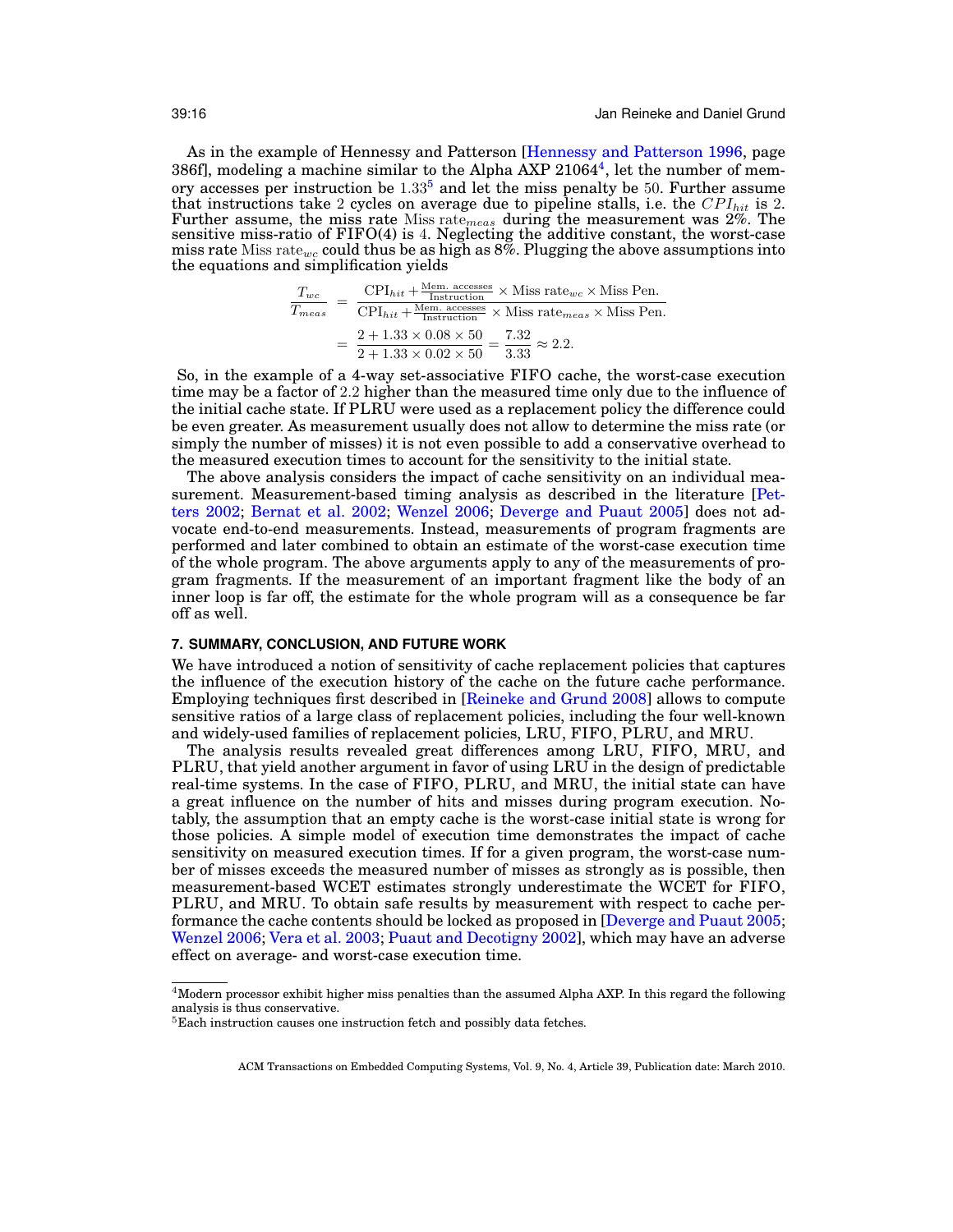As in the example of Hennessy and Patterson [Hennessy and Patterson 1996, page 386f], modeling a machine similar to the Alpha AXP 21064[4], let the number of memory accesses per instruction be $1.33$[5] and let the miss penalty be $50$. Further assume that instructions take $2$ cycles on average due to pipeline stalls, i.e. the $CPI_{hit}$ is $2$. Further assume, the miss rate $\text{Miss rate}_{meas}$ during the measurement was 2%. The sensitive miss-ratio of FIFO(4) is $4$. Neglecting the additive constant, the worst-case miss rate $\text{Miss rate}_{wc}$ could thus be as high as 8%. Plugging the above assumptions into the equations and simplification yields

$$
\begin{aligned}
\frac{T_{wc}}{T_{meas}} &= \frac{\text{CPI}_{hit} + \frac{\text{Mem. accesses}}{\text{Instruction}} \times \text{Miss rate}_{wc} \times \text{Miss Pen.}}{\text{CPI}_{hit} + \frac{\text{Mem. accesses}}{\text{Instruction}} \times \text{Miss rate}_{meas} \times \text{Miss Pen.}} \\
&= \frac{2 + 1.33 \times 0.08 \times 50}{2 + 1.33 \times 0.02 \times 50} = \frac{7.32}{3.33} \approx 2.2.
\end{aligned}
$$

So, in the example of a 4-way set-associative FIFO cache, the worst-case execution time may be a factor of $2.2$ higher than the measured time only due to the influence of the initial cache state. If PLRU were used as a replacement policy the difference could be even greater. As measurement usually does not allow to determine the miss rate (or simply the number of misses) it is not even possible to add a conservative overhead to the measured execution times to account for the sensitivity to the initial state.

The above analysis considers the impact of cache sensitivity on an individual measurement. Measurement-based timing analysis as described in the literature [Petters 2002; Bernat et al. 2002; Wenzel 2006; Deverge and Puaut 2005] does not advocate end-to-end measurements. Instead, measurements of program fragments are performed and later combined to obtain an estimate of the worst-case execution time of the whole program. The above arguments apply to any of the measurements of program fragments. If the measurement of an important fragment like the body of an inner loop is far off, the estimate for the whole program will as a consequence be far off as well.

## 7. SUMMARY, CONCLUSION, AND FUTURE WORK

We have introduced a notion of sensitivity of cache replacement policies that captures the influence of the execution history of the cache on the future cache performance. Employing techniques first described in [Reineke and Grund 2008] allows to compute sensitive ratios of a large class of replacement policies, including the four well-known and widely-used families of replacement policies, LRU, FIFO, PLRU, and MRU.

The analysis results revealed great differences among LRU, FIFO, MRU, and PLRU, that yield another argument in favor of using LRU in the design of predictable real-time systems. In the case of FIFO, PLRU, and MRU, the initial state can have a great influence on the number of hits and misses during program execution. Notably, the assumption that an empty cache is the worst-case initial state is wrong for those policies. A simple model of execution time demonstrates the impact of cache sensitivity on measured execution times. If for a given program, the worst-case number of misses exceeds the measured number of misses as strongly as is possible, then measurement-based WCET estimates strongly underestimate the WCET for FIFO, PLRU, and MRU. To obtain safe results by measurement with respect to cache performance the cache contents should be locked as proposed in [Deverge and Puaut 2005; Wenzel 2006; Vera et al. 2003; Puaut and Decotigny 2002], which may have an adverse effect on average- and worst-case execution time.

[4] Modern processor exhibit higher miss penalties than the assumed Alpha AXP. In this regard the following analysis is thus conservative.

[5] Each instruction causes one instruction fetch and possibly data fetches.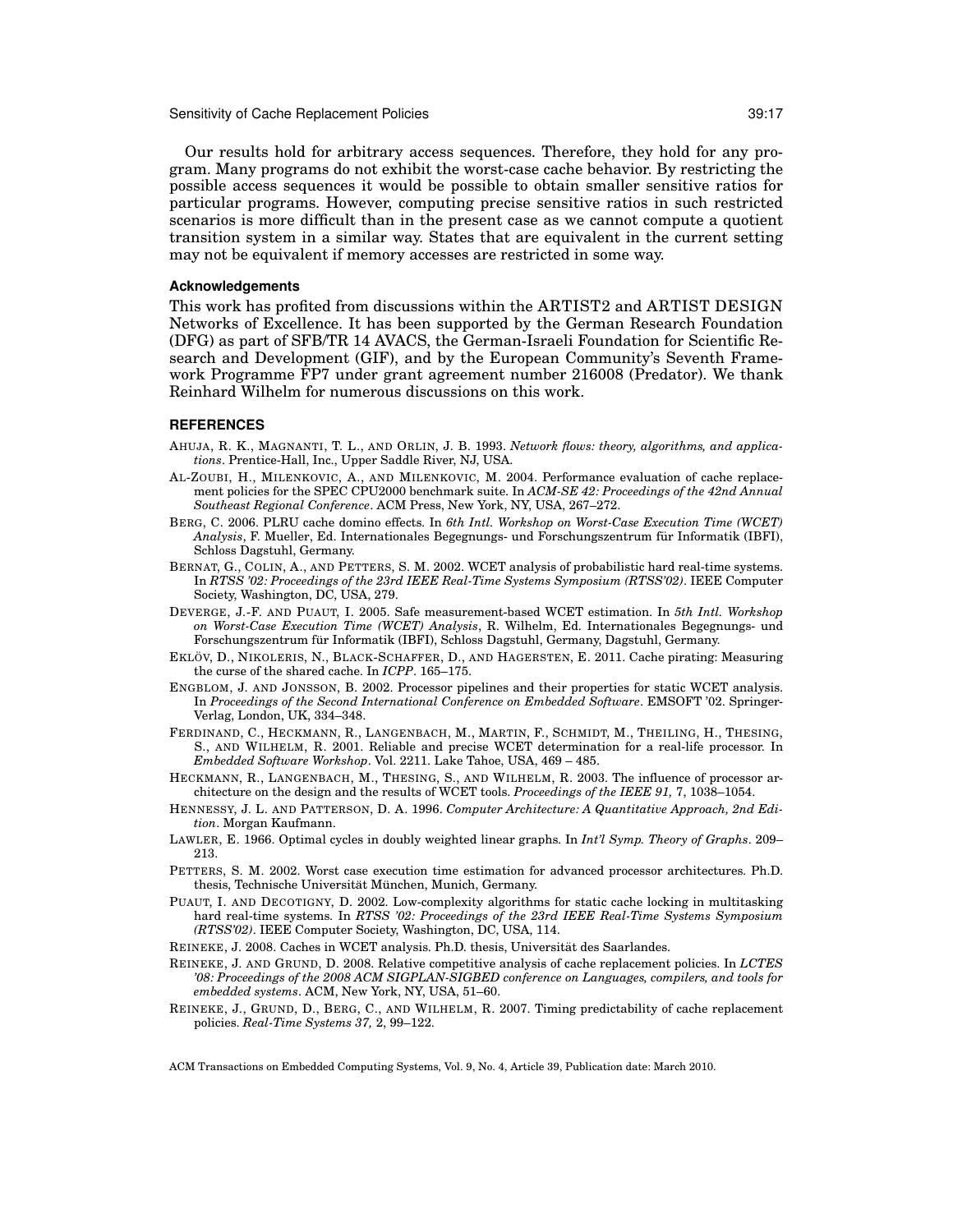Our results hold for arbitrary access sequences. Therefore, they hold for any program. Many programs do not exhibit the worst-case cache behavior. By restricting the possible access sequences it would be possible to obtain smaller sensitive ratios for particular programs. However, computing precise sensitive ratios in such restricted scenarios is more difficult than in the present case as we cannot compute a quotient transition system in a similar way. States that are equivalent in the current setting may not be equivalent if memory accesses are restricted in some way.

### Acknowledgements

This work has profited from discussions within the ARTIST2 and ARTIST DESIGN Networks of Excellence. It has been supported by the German Research Foundation (DFG) as part of SFB/TR 14 AVACS, the German-Israeli Foundation for Scientific Research and Development (GIF), and by the European Community's Seventh Framework Programme FP7 under grant agreement number 216008 (Predator). We thank Reinhard Wilhelm for numerous discussions on this work.

## REFERENCES

AHUJA, R. K., MAGNANTI, T. L., AND ORLIN, J. B. 1993. *Network flows: theory, algorithms, and applications*. Prentice-Hall, Inc., Upper Saddle River, NJ, USA.

AL-ZOUBI, H., MILENKOVIC, A., AND MILENKOVIC, M. 2004. Performance evaluation of cache replacement policies for the SPEC CPU2000 benchmark suite. In *ACM-SE 42: Proceedings of the 42nd Annual Southeast Regional Conference*. ACM Press, New York, NY, USA, 267–272.

BERG, C. 2006. PLRU cache domino effects. In *6th Intl. Workshop on Worst-Case Execution Time (WCET) Analysis*, F. Mueller, Ed. Internationales Begegnungs- und Forschungszentrum für Informatik (IBFI), Schloss Dagstuhl, Germany.

BERNAT, G., COLIN, A., AND PETTERS, S. M. 2002. WCET analysis of probabilistic hard real-time systems. In *RTSS '02: Proceedings of the 23rd IEEE Real-Time Systems Symposium (RTSS'02)*. IEEE Computer Society, Washington, DC, USA, 279.

DEVERGE, J.-F. AND PUAUT, I. 2005. Safe measurement-based WCET estimation. In *5th Intl. Workshop on Worst-Case Execution Time (WCET) Analysis*, R. Wilhelm, Ed. Internationales Begegnungs- und Forschungszentrum für Informatik (IBFI), Schloss Dagstuhl, Germany, Dagstuhl, Germany.

EKLÖV, D., NIKOLERIS, N., BLACK-SCHAFFER, D., AND HAGERSTEN, E. 2011. Cache pirating: Measuring the curse of the shared cache. In *ICPP*. 165–175.

ENGBLOM, J. AND JONSSON, B. 2002. Processor pipelines and their properties for static WCET analysis. In *Proceedings of the Second International Conference on Embedded Software*. EMSOFT '02. Springer-Verlag, London, UK, 334–348.

FERDINAND, C., HECKMANN, R., LANGENBACH, M., MARTIN, F., SCHMIDT, M., THEILING, H., THESING, S., AND WILHELM, R. 2001. Reliable and precise WCET determination for a real-life processor. In *Embedded Software Workshop*. Vol. 2211. Lake Tahoe, USA, 469 – 485.

HECKMANN, R., LANGENBACH, M., THESING, S., AND WILHELM, R. 2003. The influence of processor architecture on the design and the results of WCET tools. *Proceedings of the IEEE 91,* 7, 1038–1054.

HENNESSY, J. L. AND PATTERSON, D. A. 1996. *Computer Architecture: A Quantitative Approach, 2nd Edition*. Morgan Kaufmann.

LAWLER, E. 1966. Optimal cycles in doubly weighted linear graphs. In *Int'l Symp. Theory of Graphs*. 209–213.

PETTERS, S. M. 2002. Worst case execution time estimation for advanced processor architectures. Ph.D. thesis, Technische Universität München, Munich, Germany.

PUAUT, I. AND DECOTIGNY, D. 2002. Low-complexity algorithms for static cache locking in multitasking hard real-time systems. In *RTSS '02: Proceedings of the 23rd IEEE Real-Time Systems Symposium (RTSS'02)*. IEEE Computer Society, Washington, DC, USA, 114.

REINEKE, J. 2008. Caches in WCET analysis. Ph.D. thesis, Universität des Saarlandes.

REINEKE, J. AND GRUND, D. 2008. Relative competitive analysis of cache replacement policies. In *LCTES '08: Proceedings of the 2008 ACM SIGPLAN-SIGBED conference on Languages, compilers, and tools for embedded systems*. ACM, New York, NY, USA, 51–60.

REINEKE, J., GRUND, D., BERG, C., AND WILHELM, R. 2007. Timing predictability of cache replacement policies. *Real-Time Systems 37,* 2, 99–122.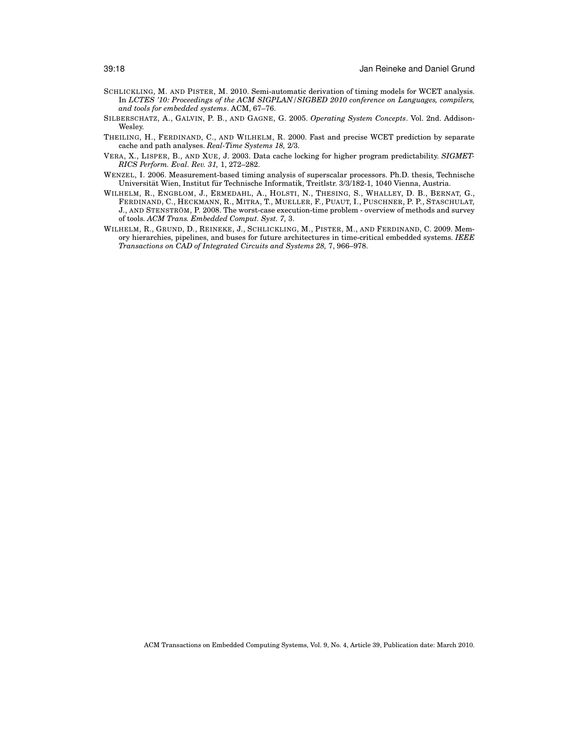SCHLICKLING, M. AND PISTER, M. 2010. Semi-automatic derivation of timing models for WCET analysis. In *LCTES '10: Proceedings of the ACM SIGPLAN/SIGBED 2010 conference on Languages, compilers, and tools for embedded systems*. ACM, 67–76.

SILBERSCHATZ, A., GALVIN, P. B., AND GAGNE, G. 2005. *Operating System Concepts*. Vol. 2nd. Addison-Wesley.

THEILING, H., FERDINAND, C., AND WILHELM, R. 2000. Fast and precise WCET prediction by separate cache and path analyses. *Real-Time Systems 18,* 2/3.

VERA, X., LISPER, B., AND XUE, J. 2003. Data cache locking for higher program predictability. *SIGMETRICS Perform. Eval. Rev. 31,* 1, 272–282.

WENZEL, I. 2006. Measurement-based timing analysis of superscalar processors. Ph.D. thesis, Technische Universität Wien, Institut für Technische Informatik, Treitlstr. 3/3/182-1, 1040 Vienna, Austria.

WILHELM, R., ENGBLOM, J., ERMEDAHL, A., HOLSTI, N., THESING, S., WHALLEY, D. B., BERNAT, G., FERDINAND, C., HECKMANN, R., MITRA, T., MUELLER, F., PUAUT, I., PUSCHNER, P. P., STASCHULAT, J., AND STENSTRÖM, P. 2008. The worst-case execution-time problem - overview of methods and survey of tools. *ACM Trans. Embedded Comput. Syst. 7,* 3.

WILHELM, R., GRUND, D., REINEKE, J., SCHLICKLING, M., PISTER, M., AND FERDINAND, C. 2009. Memory hierarchies, pipelines, and buses for future architectures in time-critical embedded systems. *IEEE Transactions on CAD of Integrated Circuits and Systems 28,* 7, 966–978.